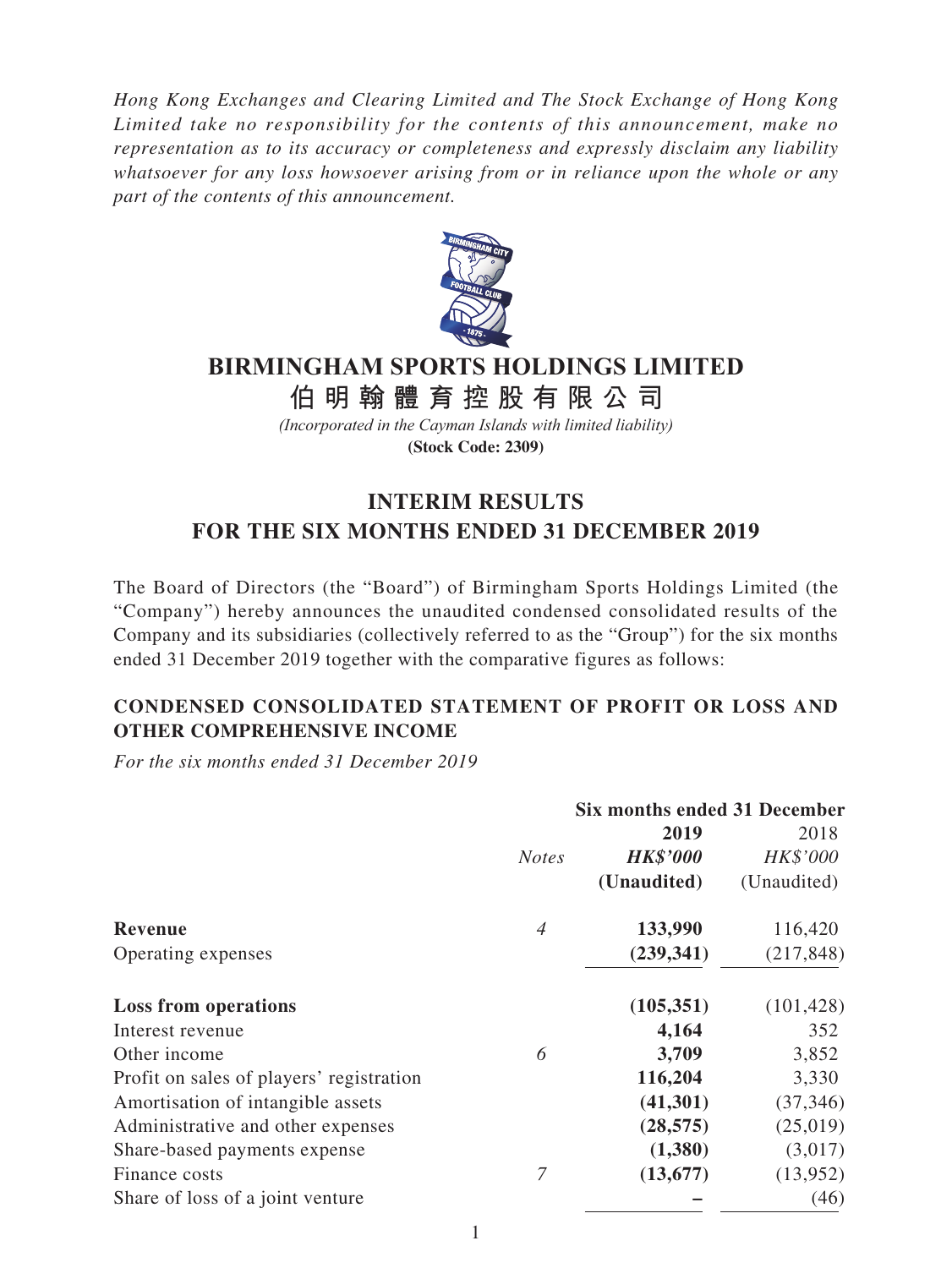*Hong Kong Exchanges and Clearing Limited and The Stock Exchange of Hong Kong Limited take no responsibility for the contents of this announcement, make no representation as to its accuracy or completeness and expressly disclaim any liability whatsoever for any loss howsoever arising from or in reliance upon the whole or any part of the contents of this announcement.*

# BIRMINGHAM SPORTS HOLDINGS LIMITED

# 伯明翰體育控股有限公司

*(Incorporated in the Cayman Islands with limited liability)*

**(Stock Code: 2309)**

## INTERIM RESULTS FOR THE SIX MONTHS ENDED 31 DECEMBER 2019

The Board of Directors (the "Board") of Birmingham Sports Holdings Limited (the "Company") hereby announces the unaudited condensed consolidated results of the Company and its subsidiaries (collectively referred to as the "Group") for the six months ended 31 December 2019 together with the comparative figures as follows:

### CONDENSED CONSOLIDATED STATEMENT OF PROFIT OR LOSS AND OTHER COMPREHENSIVE INCOME

*For the six months ended 31 December 2019*

| | | Six months ended 31 December | |
|---|---|---|---|
| | | **2019** | 2018 |
| | *Notes* | ***HK$'000*** | *HK$'000* |
| | | **(Unaudited)** | (Unaudited) |
| **Revenue** | *4* | **133,990** | 116,420 |
| Operating expenses | | **(239,341)** | (217,848) |
| **Loss from operations** | | **(105,351)** | (101,428) |
| Interest revenue | | **4,164** | 352 |
| Other income | *6* | **3,709** | 3,852 |
| Profit on sales of players' registration | | **116,204** | 3,330 |
| Amortisation of intangible assets | | **(41,301)** | (37,346) |
| Administrative and other expenses | | **(28,575)** | (25,019) |
| Share-based payments expense | | **(1,380)** | (3,017) |
| Finance costs | *7* | **(13,677)** | (13,952) |
| Share of loss of a joint venture | | **–** | (46) |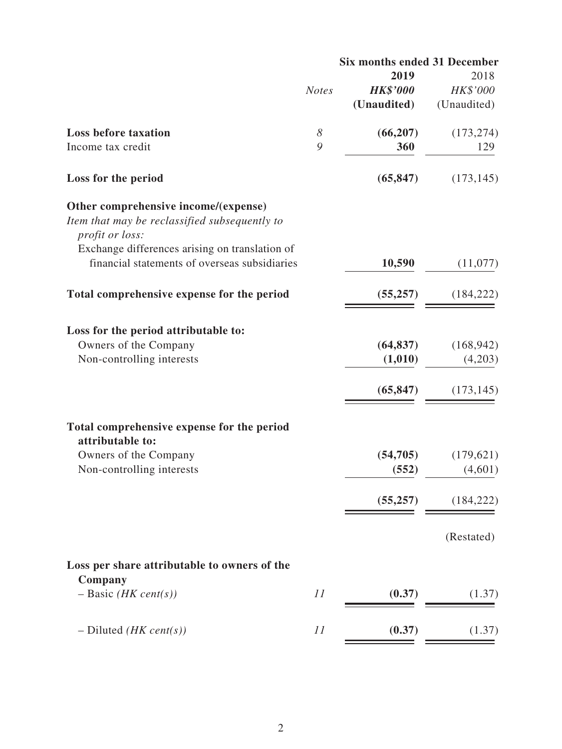| | | Six months ended 31 December | |
|---|---|---|---|
| | *Notes* | **2019** | 2018 |
| | | ***HK$'000*** | *HK$'000* |
| | | **(Unaudited)** | (Unaudited) |
| **Loss before taxation** | *8* | **(66,207)** | (173,274) |
| Income tax credit | *9* | **360** | 129 |
| **Loss for the period** | | **(65,847)** | (173,145) |
| **Other comprehensive income/(expense)** | | | |
| *Item that may be reclassified subsequently to profit or loss:* | | | |
| Exchange differences arising on translation of financial statements of overseas subsidiaries | | **10,590** | (11,077) |
| **Total comprehensive expense for the period** | | **(55,257)** | (184,222) |
| **Loss for the period attributable to:** | | | |
| Owners of the Company | | **(64,837)** | (168,942) |
| Non-controlling interests | | **(1,010)** | (4,203) |
| | | **(65,847)** | (173,145) |
| **Total comprehensive expense for the period attributable to:** | | | |
| Owners of the Company | | **(54,705)** | (179,621) |
| Non-controlling interests | | **(552)** | (4,601) |
| | | **(55,257)** | (184,222) |
| | | | (Restated) |
| **Loss per share attributable to owners of the Company** | | | |
| – Basic *(HK cent(s))* | *11* | **(0.37)** | (1.37) |
| – Diluted *(HK cent(s))* | *11* | **(0.37)** | (1.37) |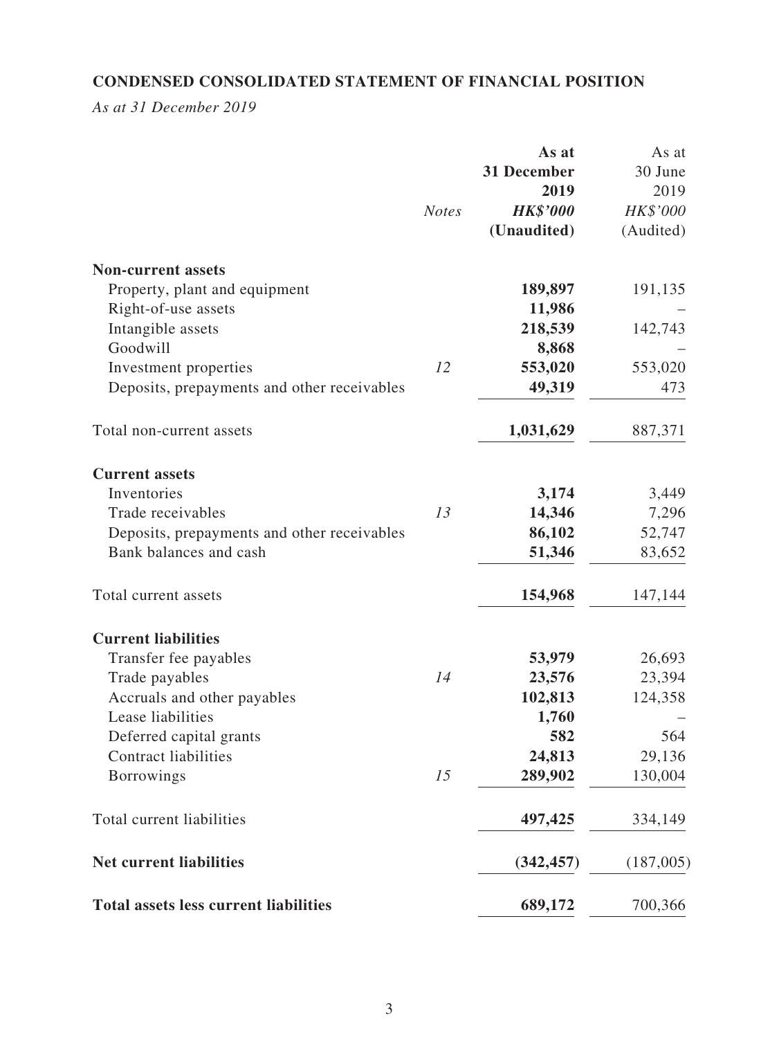**CONDENSED CONSOLIDATED STATEMENT OF FINANCIAL POSITION**

*As at 31 December 2019*

| | *Notes* | **As at 31 December 2019** ***HK$'000*** **(Unaudited)** | As at 30 June 2019 *HK$'000* (Audited) |
|---|---|---|---|
| **Non-current assets** | | | |
| Property, plant and equipment | | **189,897** | 191,135 |
| Right-of-use assets | | **11,986** | – |
| Intangible assets | | **218,539** | 142,743 |
| Goodwill | | **8,868** | – |
| Investment properties | *12* | **553,020** | 553,020 |
| Deposits, prepayments and other receivables | | **49,319** | 473 |
| Total non-current assets | | **1,031,629** | 887,371 |
| **Current assets** | | | |
| Inventories | | **3,174** | 3,449 |
| Trade receivables | *13* | **14,346** | 7,296 |
| Deposits, prepayments and other receivables | | **86,102** | 52,747 |
| Bank balances and cash | | **51,346** | 83,652 |
| Total current assets | | **154,968** | 147,144 |
| **Current liabilities** | | | |
| Transfer fee payables | | **53,979** | 26,693 |
| Trade payables | *14* | **23,576** | 23,394 |
| Accruals and other payables | | **102,813** | 124,358 |
| Lease liabilities | | **1,760** | – |
| Deferred capital grants | | **582** | 564 |
| Contract liabilities | | **24,813** | 29,136 |
| Borrowings | *15* | **289,902** | 130,004 |
| Total current liabilities | | **497,425** | 334,149 |
| **Net current liabilities** | | **(342,457)** | (187,005) |
| **Total assets less current liabilities** | | **689,172** | 700,366 |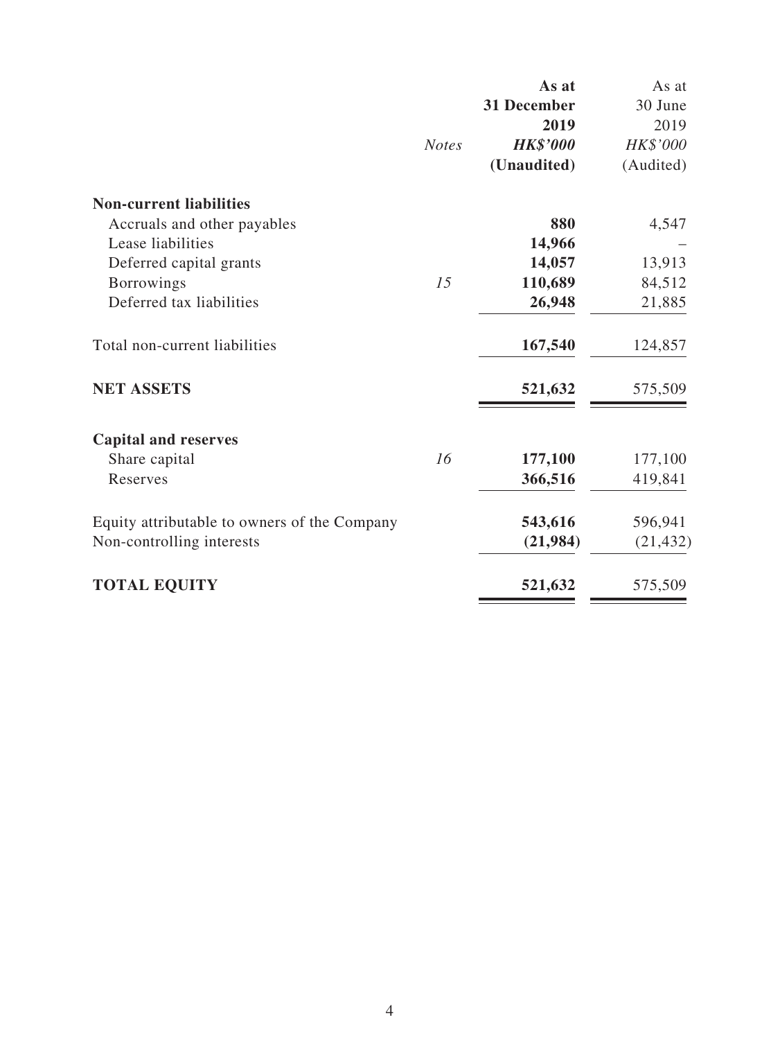| | Notes | As at 31 December 2019 HK$'000 (Unaudited) | As at 30 June 2019 HK$'000 (Audited) |
|---|---|---|---|
| **Non-current liabilities** | | | |
| Accruals and other payables | | **880** | 4,547 |
| Lease liabilities | | **14,966** | – |
| Deferred capital grants | | **14,057** | 13,913 |
| Borrowings | 15 | **110,689** | 84,512 |
| Deferred tax liabilities | | **26,948** | 21,885 |
| Total non-current liabilities | | **167,540** | 124,857 |
| **NET ASSETS** | | **521,632** | 575,509 |
| **Capital and reserves** | | | |
| Share capital | 16 | **177,100** | 177,100 |
| Reserves | | **366,516** | 419,841 |
| Equity attributable to owners of the Company | | **543,616** | 596,941 |
| Non-controlling interests | | **(21,984)** | (21,432) |
| **TOTAL EQUITY** | | **521,632** | 575,509 |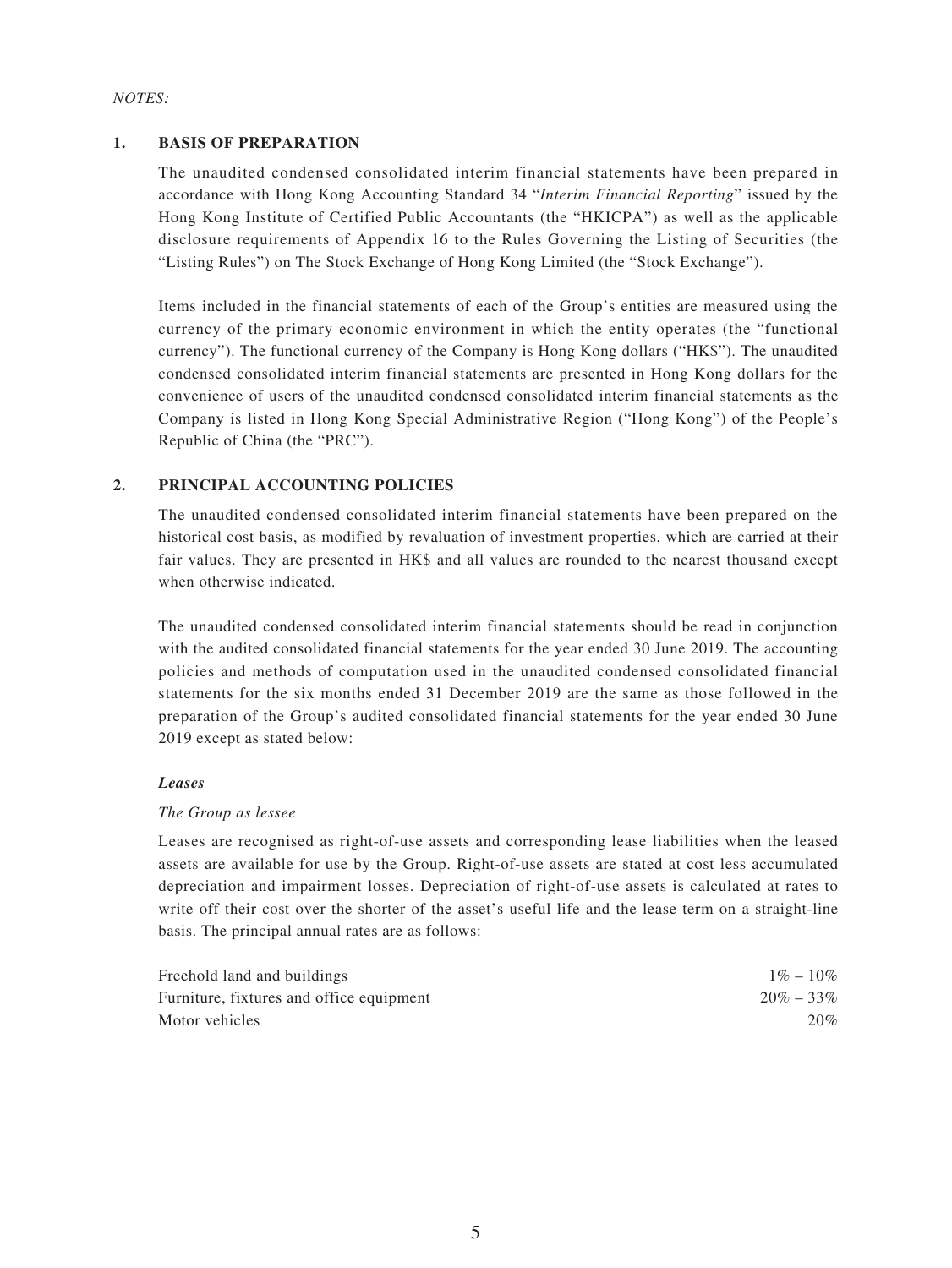*NOTES:*

## 1. BASIS OF PREPARATION

The unaudited condensed consolidated interim financial statements have been prepared in accordance with Hong Kong Accounting Standard 34 "*Interim Financial Reporting*" issued by the Hong Kong Institute of Certified Public Accountants (the "HKICPA") as well as the applicable disclosure requirements of Appendix 16 to the Rules Governing the Listing of Securities (the "Listing Rules") on The Stock Exchange of Hong Kong Limited (the "Stock Exchange").

Items included in the financial statements of each of the Group's entities are measured using the currency of the primary economic environment in which the entity operates (the "functional currency"). The functional currency of the Company is Hong Kong dollars ("HK$"). The unaudited condensed consolidated interim financial statements are presented in Hong Kong dollars for the convenience of users of the unaudited condensed consolidated interim financial statements as the Company is listed in Hong Kong Special Administrative Region ("Hong Kong") of the People's Republic of China (the "PRC").

## 2. PRINCIPAL ACCOUNTING POLICIES

The unaudited condensed consolidated interim financial statements have been prepared on the historical cost basis, as modified by revaluation of investment properties, which are carried at their fair values. They are presented in HK$ and all values are rounded to the nearest thousand except when otherwise indicated.

The unaudited condensed consolidated interim financial statements should be read in conjunction with the audited consolidated financial statements for the year ended 30 June 2019. The accounting policies and methods of computation used in the unaudited condensed consolidated financial statements for the six months ended 31 December 2019 are the same as those followed in the preparation of the Group's audited consolidated financial statements for the year ended 30 June 2019 except as stated below:

***Leases***

*The Group as lessee*

Leases are recognised as right-of-use assets and corresponding lease liabilities when the leased assets are available for use by the Group. Right-of-use assets are stated at cost less accumulated depreciation and impairment losses. Depreciation of right-of-use assets is calculated at rates to write off their cost over the shorter of the asset's useful life and the lease term on a straight-line basis. The principal annual rates are as follows:

| | |
|---|---|
| Freehold land and buildings | 1% – 10% |
| Furniture, fixtures and office equipment | 20% – 33% |
| Motor vehicles | 20% |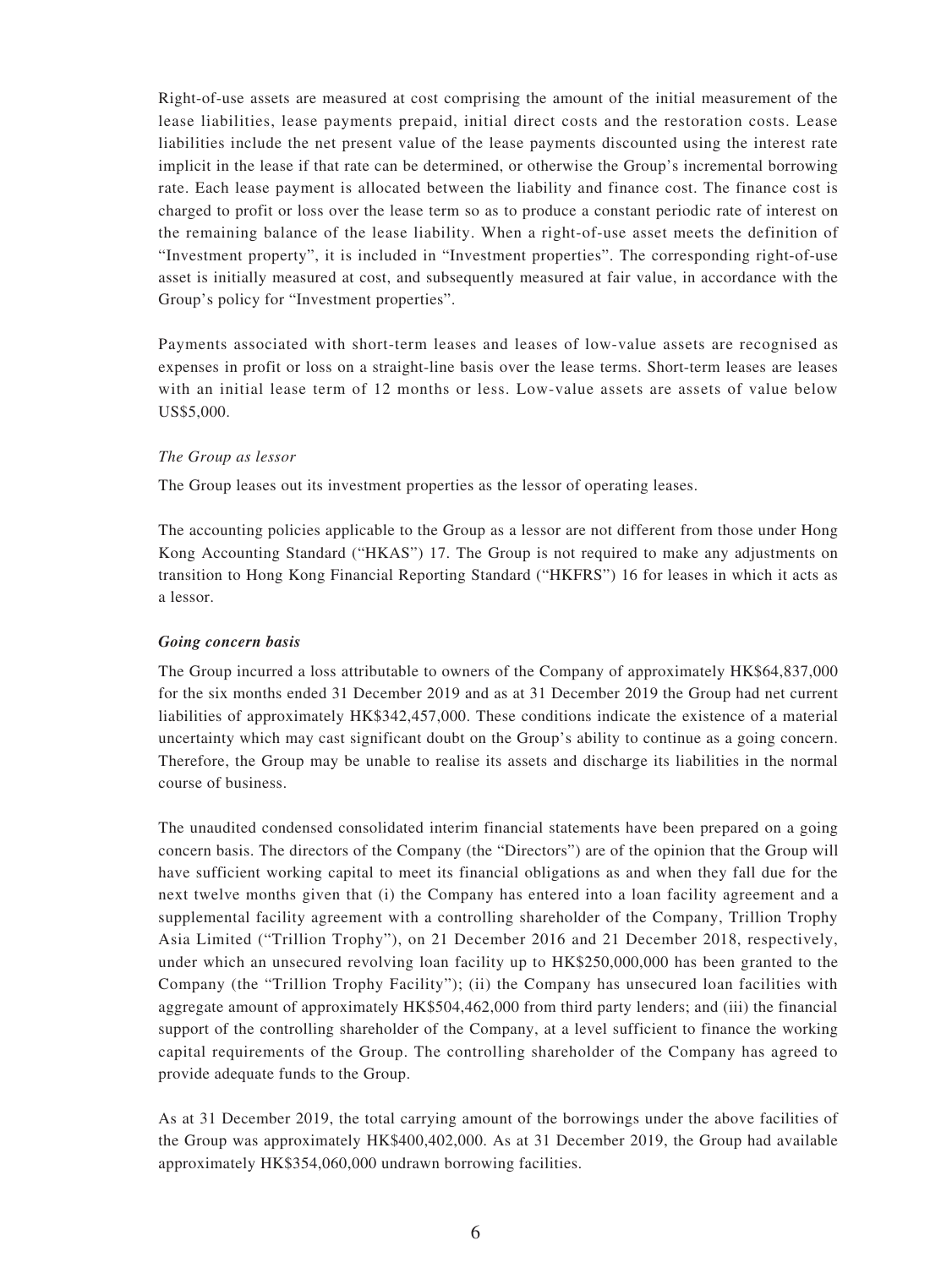Right-of-use assets are measured at cost comprising the amount of the initial measurement of the lease liabilities, lease payments prepaid, initial direct costs and the restoration costs. Lease liabilities include the net present value of the lease payments discounted using the interest rate implicit in the lease if that rate can be determined, or otherwise the Group's incremental borrowing rate. Each lease payment is allocated between the liability and finance cost. The finance cost is charged to profit or loss over the lease term so as to produce a constant periodic rate of interest on the remaining balance of the lease liability. When a right-of-use asset meets the definition of "Investment property", it is included in "Investment properties". The corresponding right-of-use asset is initially measured at cost, and subsequently measured at fair value, in accordance with the Group's policy for "Investment properties".

Payments associated with short-term leases and leases of low-value assets are recognised as expenses in profit or loss on a straight-line basis over the lease terms. Short-term leases are leases with an initial lease term of 12 months or less. Low-value assets are assets of value below US$5,000.

*The Group as lessor*

The Group leases out its investment properties as the lessor of operating leases.

The accounting policies applicable to the Group as a lessor are not different from those under Hong Kong Accounting Standard ("HKAS") 17. The Group is not required to make any adjustments on transition to Hong Kong Financial Reporting Standard ("HKFRS") 16 for leases in which it acts as a lessor.

***Going concern basis***

The Group incurred a loss attributable to owners of the Company of approximately HK$64,837,000 for the six months ended 31 December 2019 and as at 31 December 2019 the Group had net current liabilities of approximately HK$342,457,000. These conditions indicate the existence of a material uncertainty which may cast significant doubt on the Group's ability to continue as a going concern. Therefore, the Group may be unable to realise its assets and discharge its liabilities in the normal course of business.

The unaudited condensed consolidated interim financial statements have been prepared on a going concern basis. The directors of the Company (the "Directors") are of the opinion that the Group will have sufficient working capital to meet its financial obligations as and when they fall due for the next twelve months given that (i) the Company has entered into a loan facility agreement and a supplemental facility agreement with a controlling shareholder of the Company, Trillion Trophy Asia Limited ("Trillion Trophy"), on 21 December 2016 and 21 December 2018, respectively, under which an unsecured revolving loan facility up to HK$250,000,000 has been granted to the Company (the "Trillion Trophy Facility"); (ii) the Company has unsecured loan facilities with aggregate amount of approximately HK$504,462,000 from third party lenders; and (iii) the financial support of the controlling shareholder of the Company, at a level sufficient to finance the working capital requirements of the Group. The controlling shareholder of the Company has agreed to provide adequate funds to the Group.

As at 31 December 2019, the total carrying amount of the borrowings under the above facilities of the Group was approximately HK$400,402,000. As at 31 December 2019, the Group had available approximately HK$354,060,000 undrawn borrowing facilities.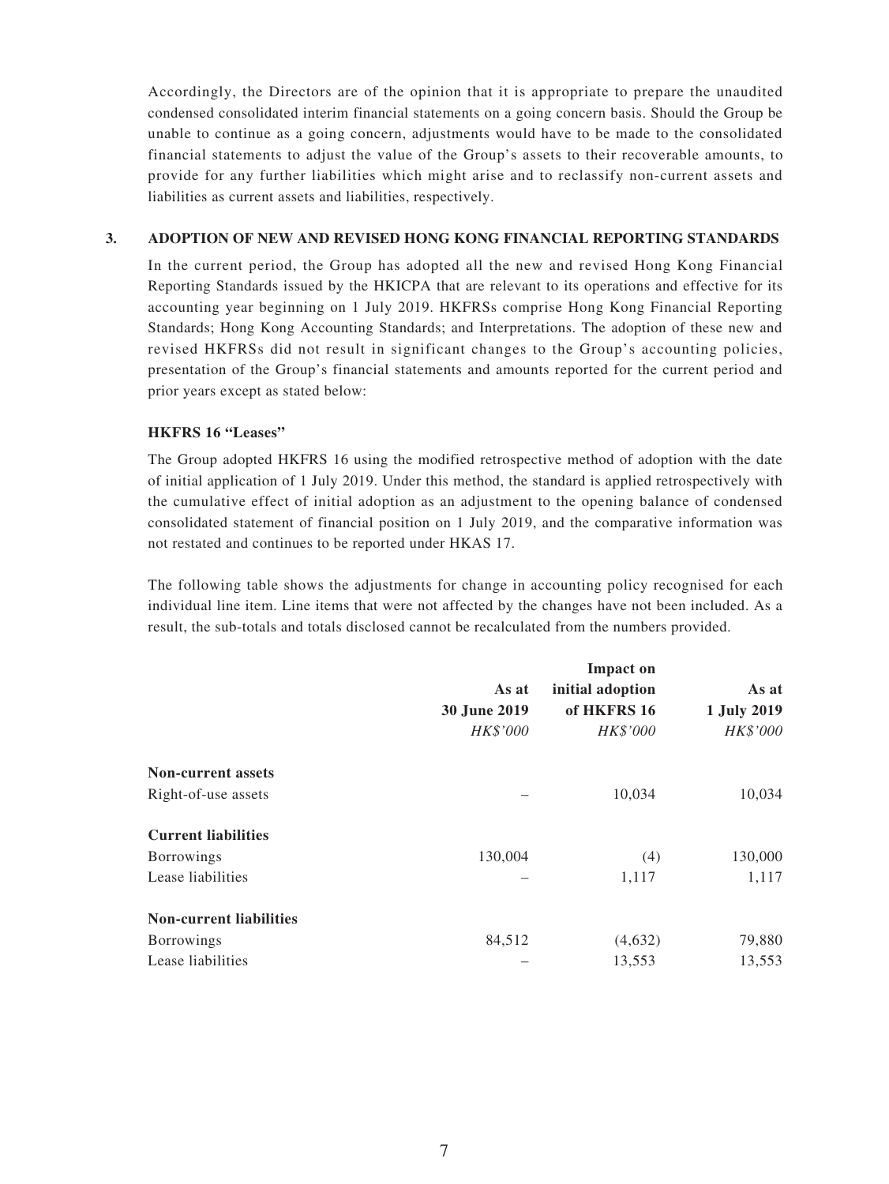Accordingly, the Directors are of the opinion that it is appropriate to prepare the unaudited condensed consolidated interim financial statements on a going concern basis. Should the Group be unable to continue as a going concern, adjustments would have to be made to the consolidated financial statements to adjust the value of the Group's assets to their recoverable amounts, to provide for any further liabilities which might arise and to reclassify non-current assets and liabilities as current assets and liabilities, respectively.

## 3. ADOPTION OF NEW AND REVISED HONG KONG FINANCIAL REPORTING STANDARDS

In the current period, the Group has adopted all the new and revised Hong Kong Financial Reporting Standards issued by the HKICPA that are relevant to its operations and effective for its accounting year beginning on 1 July 2019. HKFRSs comprise Hong Kong Financial Reporting Standards; Hong Kong Accounting Standards; and Interpretations. The adoption of these new and revised HKFRSs did not result in significant changes to the Group's accounting policies, presentation of the Group's financial statements and amounts reported for the current period and prior years except as stated below:

### HKFRS 16 "Leases"

The Group adopted HKFRS 16 using the modified retrospective method of adoption with the date of initial application of 1 July 2019. Under this method, the standard is applied retrospectively with the cumulative effect of initial adoption as an adjustment to the opening balance of condensed consolidated statement of financial position on 1 July 2019, and the comparative information was not restated and continues to be reported under HKAS 17.

The following table shows the adjustments for change in accounting policy recognised for each individual line item. Line items that were not affected by the changes have not been included. As a result, the sub-totals and totals disclosed cannot be recalculated from the numbers provided.

| | As at 30 June 2019 | Impact on initial adoption of HKFRS 16 | As at 1 July 2019 |
|---|---|---|---|
| | *HK$'000* | *HK$'000* | *HK$'000* |
| **Non-current assets** | | | |
| Right-of-use assets | – | 10,034 | 10,034 |
| **Current liabilities** | | | |
| Borrowings | 130,004 | (4) | 130,000 |
| Lease liabilities | – | 1,117 | 1,117 |
| **Non-current liabilities** | | | |
| Borrowings | 84,512 | (4,632) | 79,880 |
| Lease liabilities | – | 13,553 | 13,553 |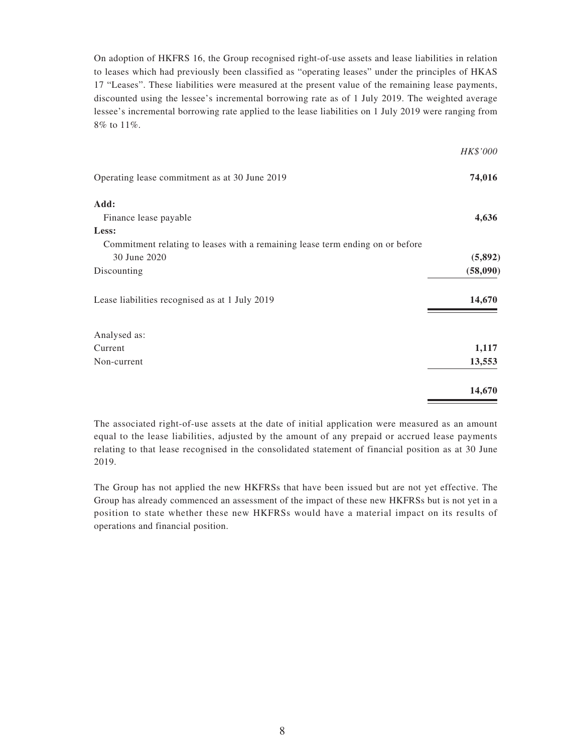On adoption of HKFRS 16, the Group recognised right-of-use assets and lease liabilities in relation to leases which had previously been classified as "operating leases" under the principles of HKAS 17 "Leases". These liabilities were measured at the present value of the remaining lease payments, discounted using the lessee's incremental borrowing rate as of 1 July 2019. The weighted average lessee's incremental borrowing rate applied to the lease liabilities on 1 July 2019 were ranging from 8% to 11%.

| | *HK$'000* |
|---|---|
| Operating lease commitment as at 30 June 2019 | **74,016** |
| **Add:** | |
| Finance lease payable | **4,636** |
| **Less:** | |
| Commitment relating to leases with a remaining lease term ending on or before 30 June 2020 | **(5,892)** |
| Discounting | **(58,090)** |
| Lease liabilities recognised as at 1 July 2019 | **14,670** |
| Analysed as: | |
| Current | **1,117** |
| Non-current | **13,553** |
| | **14,670** |

The associated right-of-use assets at the date of initial application were measured as an amount equal to the lease liabilities, adjusted by the amount of any prepaid or accrued lease payments relating to that lease recognised in the consolidated statement of financial position as at 30 June 2019.

The Group has not applied the new HKFRSs that have been issued but are not yet effective. The Group has already commenced an assessment of the impact of these new HKFRSs but is not yet in a position to state whether these new HKFRSs would have a material impact on its results of operations and financial position.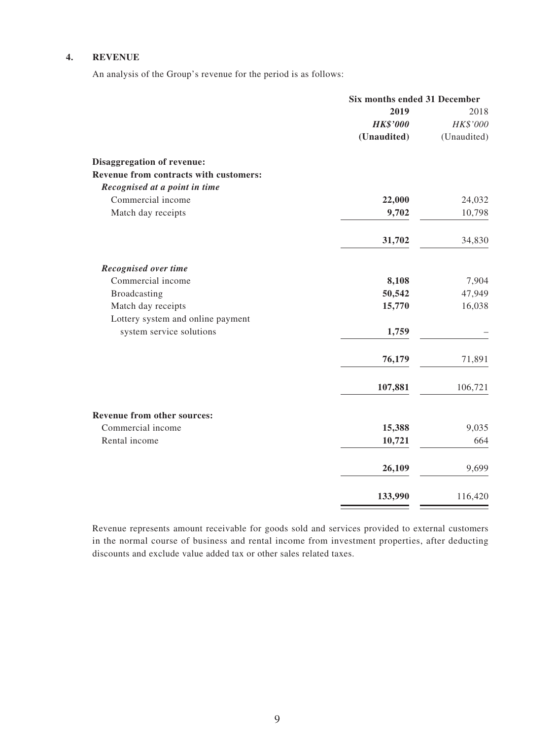## 4. REVENUE

An analysis of the Group's revenue for the period is as follows:

| | Six months ended 31 December | |
|---|---|---|
| | **2019** | 2018 |
| | ***HK$'000*** | *HK$'000* |
| | **(Unaudited)** | (Unaudited) |
| **Disaggregation of revenue:** | | |
| **Revenue from contracts with customers:** | | |
| ***Recognised at a point in time*** | | |
| Commercial income | **22,000** | 24,032 |
| Match day receipts | **9,702** | 10,798 |
| | **31,702** | 34,830 |
| ***Recognised over time*** | | |
| Commercial income | **8,108** | 7,904 |
| Broadcasting | **50,542** | 47,949 |
| Match day receipts | **15,770** | 16,038 |
| Lottery system and online payment system service solutions | **1,759** | – |
| | **76,179** | 71,891 |
| | **107,881** | 106,721 |
| **Revenue from other sources:** | | |
| Commercial income | **15,388** | 9,035 |
| Rental income | **10,721** | 664 |
| | **26,109** | 9,699 |
| | **133,990** | 116,420 |

Revenue represents amount receivable for goods sold and services provided to external customers in the normal course of business and rental income from investment properties, after deducting discounts and exclude value added tax or other sales related taxes.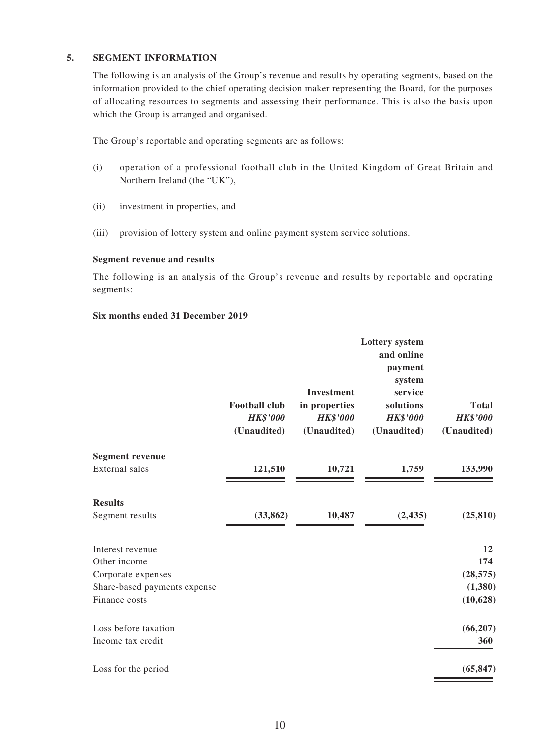## 5. SEGMENT INFORMATION

The following is an analysis of the Group's revenue and results by operating segments, based on the information provided to the chief operating decision maker representing the Board, for the purposes of allocating resources to segments and assessing their performance. This is also the basis upon which the Group is arranged and organised.

The Group's reportable and operating segments are as follows:

(i) operation of a professional football club in the United Kingdom of Great Britain and Northern Ireland (the "UK"),

(ii) investment in properties, and

(iii) provision of lottery system and online payment system service solutions.

**Segment revenue and results**

The following is an analysis of the Group's revenue and results by reportable and operating segments:

**Six months ended 31 December 2019**

| | Football club *HK$'000* (Unaudited) | Investment in properties *HK$'000* (Unaudited) | Lottery system and online payment system service solutions *HK$'000* (Unaudited) | Total *HK$'000* (Unaudited) |
|---|---|---|---|---|
| **Segment revenue** | | | | |
| External sales | **121,510** | **10,721** | **1,759** | **133,990** |
| **Results** | | | | |
| Segment results | **(33,862)** | **10,487** | **(2,435)** | **(25,810)** |
| Interest revenue | | | | **12** |
| Other income | | | | **174** |
| Corporate expenses | | | | **(28,575)** |
| Share-based payments expense | | | | **(1,380)** |
| Finance costs | | | | **(10,628)** |
| Loss before taxation | | | | **(66,207)** |
| Income tax credit | | | | **360** |
| Loss for the period | | | | **(65,847)** |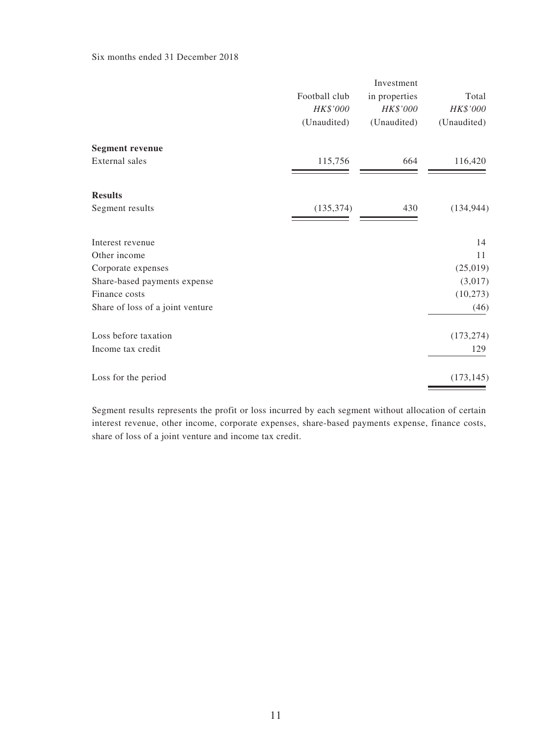Six months ended 31 December 2018

| | Football club | Investment in properties | Total |
|---|---|---|---|
| | *HK$'000* | *HK$'000* | *HK$'000* |
| | (Unaudited) | (Unaudited) | (Unaudited) |
| **Segment revenue** | | | |
| External sales | 115,756 | 664 | 116,420 |
| **Results** | | | |
| Segment results | (135,374) | 430 | (134,944) |
| Interest revenue | | | 14 |
| Other income | | | 11 |
| Corporate expenses | | | (25,019) |
| Share-based payments expense | | | (3,017) |
| Finance costs | | | (10,273) |
| Share of loss of a joint venture | | | (46) |
| Loss before taxation | | | (173,274) |
| Income tax credit | | | 129 |
| Loss for the period | | | (173,145) |

Segment results represents the profit or loss incurred by each segment without allocation of certain interest revenue, other income, corporate expenses, share-based payments expense, finance costs, share of loss of a joint venture and income tax credit.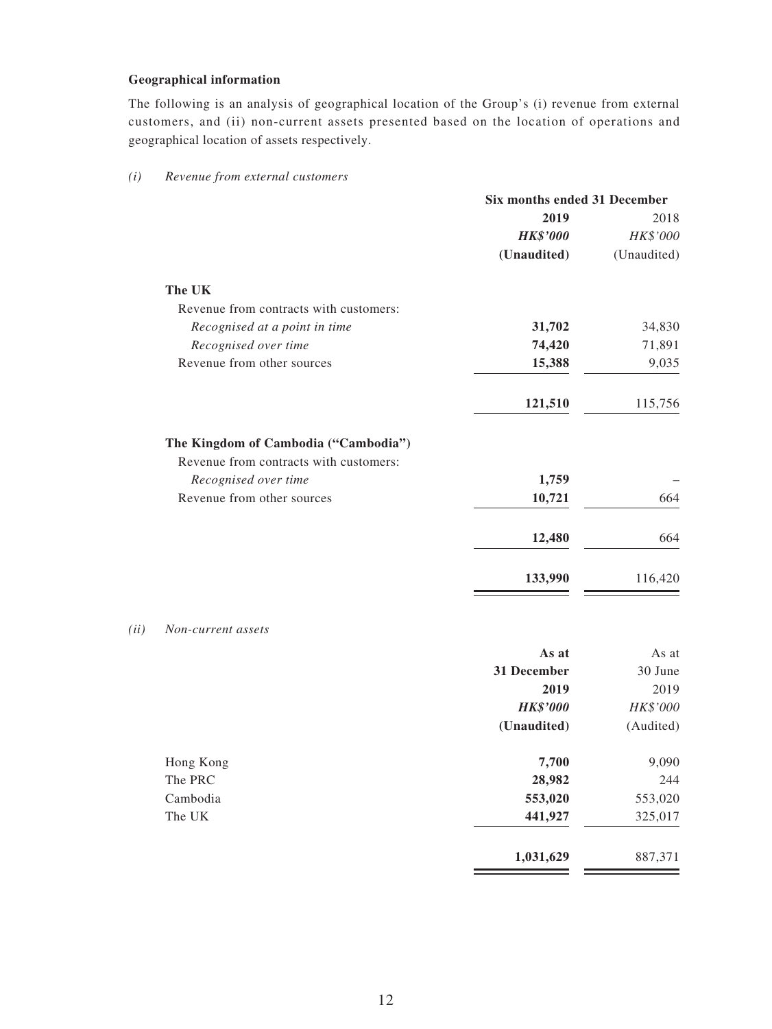**Geographical information**

The following is an analysis of geographical location of the Group's (i) revenue from external customers, and (ii) non-current assets presented based on the location of operations and geographical location of assets respectively.

*(i) Revenue from external customers*

| | Six months ended 31 December | |
|---|---|---|
| | **2019** | 2018 |
| | ***HK$'000*** | *HK$'000* |
| | **(Unaudited)** | (Unaudited) |
| **The UK** | | |
| Revenue from contracts with customers: | | |
| *Recognised at a point in time* | **31,702** | 34,830 |
| *Recognised over time* | **74,420** | 71,891 |
| Revenue from other sources | **15,388** | 9,035 |
| | **121,510** | 115,756 |
| **The Kingdom of Cambodia ("Cambodia")** | | |
| Revenue from contracts with customers: | | |
| *Recognised over time* | **1,759** | – |
| Revenue from other sources | **10,721** | 664 |
| | **12,480** | 664 |
| | **133,990** | 116,420 |

*(ii) Non-current assets*

| | **As at 31 December 2019** | As at 30 June 2019 |
|---|---|---|
| | ***HK$'000*** | *HK$'000* |
| | **(Unaudited)** | (Audited) |
| Hong Kong | **7,700** | 9,090 |
| The PRC | **28,982** | 244 |
| Cambodia | **553,020** | 553,020 |
| The UK | **441,927** | 325,017 |
| | **1,031,629** | 887,371 |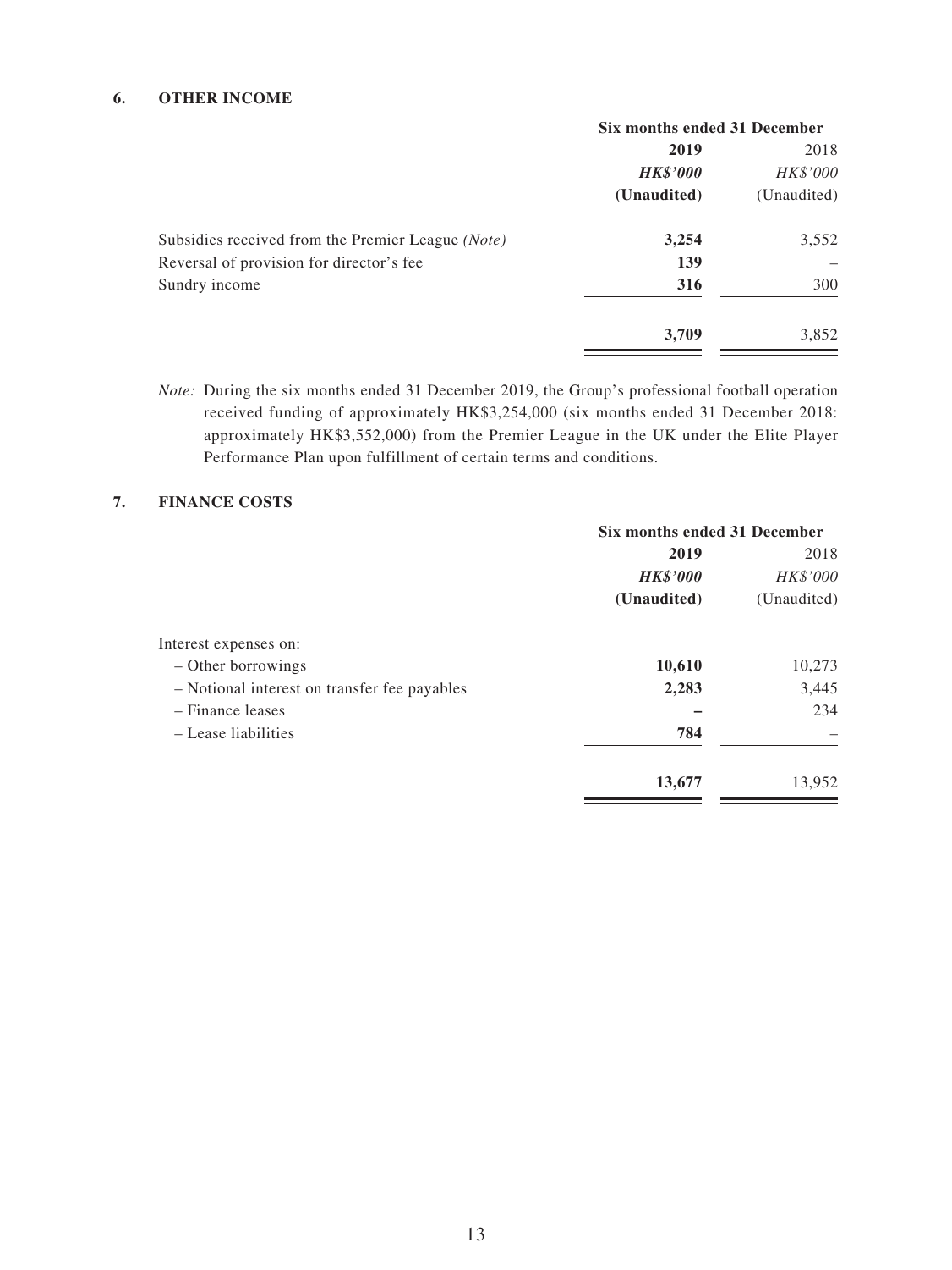## 6. OTHER INCOME

| | Six months ended 31 December | |
|---|---|---|
| | **2019** | 2018 |
| | ***HK$'000*** | *HK$'000* |
| | **(Unaudited)** | (Unaudited) |
| Subsidies received from the Premier League *(Note)* | **3,254** | 3,552 |
| Reversal of provision for director's fee | **139** | – |
| Sundry income | **316** | 300 |
| | **3,709** | 3,852 |

*Note:* During the six months ended 31 December 2019, the Group's professional football operation received funding of approximately HK$3,254,000 (six months ended 31 December 2018: approximately HK$3,552,000) from the Premier League in the UK under the Elite Player Performance Plan upon fulfillment of certain terms and conditions.

## 7. FINANCE COSTS

| | Six months ended 31 December | |
|---|---|---|
| | **2019** | 2018 |
| | ***HK$'000*** | *HK$'000* |
| | **(Unaudited)** | (Unaudited) |
| Interest expenses on: | | |
| – Other borrowings | **10,610** | 10,273 |
| – Notional interest on transfer fee payables | **2,283** | 3,445 |
| – Finance leases | **–** | 234 |
| – Lease liabilities | **784** | – |
| | **13,677** | 13,952 |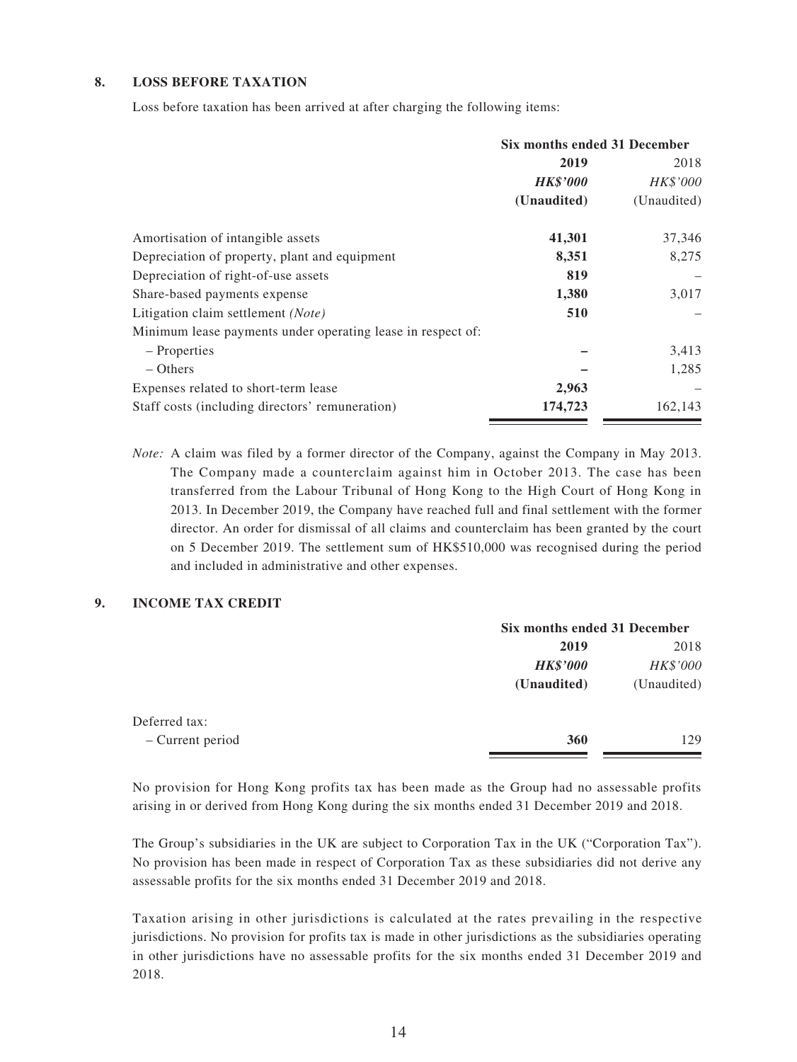## 8. LOSS BEFORE TAXATION

Loss before taxation has been arrived at after charging the following items:

| | Six months ended 31 December | |
|---|---|---|
| | **2019** | 2018 |
| | ***HK$'000*** | *HK$'000* |
| | **(Unaudited)** | (Unaudited) |
| Amortisation of intangible assets | **41,301** | 37,346 |
| Depreciation of property, plant and equipment | **8,351** | 8,275 |
| Depreciation of right-of-use assets | **819** | – |
| Share-based payments expense | **1,380** | 3,017 |
| Litigation claim settlement *(Note)* | **510** | – |
| Minimum lease payments under operating lease in respect of: | | |
| – Properties | **–** | 3,413 |
| – Others | **–** | 1,285 |
| Expenses related to short-term lease | **2,963** | – |
| Staff costs (including directors' remuneration) | **174,723** | 162,143 |

*Note:* A claim was filed by a former director of the Company, against the Company in May 2013. The Company made a counterclaim against him in October 2013. The case has been transferred from the Labour Tribunal of Hong Kong to the High Court of Hong Kong in 2013. In December 2019, the Company have reached full and final settlement with the former director. An order for dismissal of all claims and counterclaim has been granted by the court on 5 December 2019. The settlement sum of HK$510,000 was recognised during the period and included in administrative and other expenses.

## 9. INCOME TAX CREDIT

| | Six months ended 31 December | |
|---|---|---|
| | **2019** | 2018 |
| | ***HK$'000*** | *HK$'000* |
| | **(Unaudited)** | (Unaudited) |
| Deferred tax: | | |
| – Current period | **360** | 129 |

No provision for Hong Kong profits tax has been made as the Group had no assessable profits arising in or derived from Hong Kong during the six months ended 31 December 2019 and 2018.

The Group's subsidiaries in the UK are subject to Corporation Tax in the UK ("Corporation Tax"). No provision has been made in respect of Corporation Tax as these subsidiaries did not derive any assessable profits for the six months ended 31 December 2019 and 2018.

Taxation arising in other jurisdictions is calculated at the rates prevailing in the respective jurisdictions. No provision for profits tax is made in other jurisdictions as the subsidiaries operating in other jurisdictions have no assessable profits for the six months ended 31 December 2019 and 2018.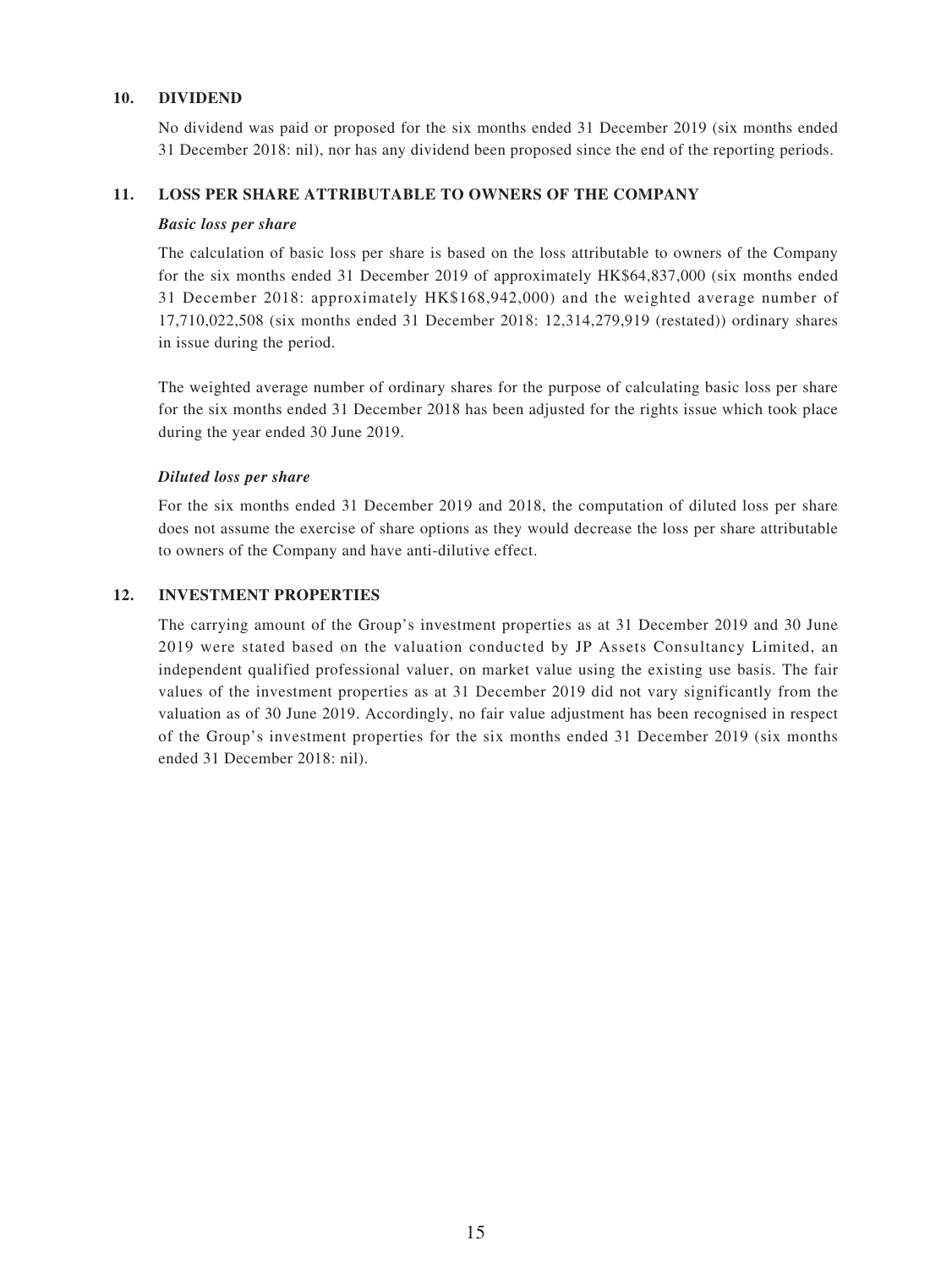## 10. DIVIDEND

No dividend was paid or proposed for the six months ended 31 December 2019 (six months ended 31 December 2018: nil), nor has any dividend been proposed since the end of the reporting periods.

## 11. LOSS PER SHARE ATTRIBUTABLE TO OWNERS OF THE COMPANY

***Basic loss per share***

The calculation of basic loss per share is based on the loss attributable to owners of the Company for the six months ended 31 December 2019 of approximately HK$64,837,000 (six months ended 31 December 2018: approximately HK$168,942,000) and the weighted average number of 17,710,022,508 (six months ended 31 December 2018: 12,314,279,919 (restated)) ordinary shares in issue during the period.

The weighted average number of ordinary shares for the purpose of calculating basic loss per share for the six months ended 31 December 2018 has been adjusted for the rights issue which took place during the year ended 30 June 2019.

***Diluted loss per share***

For the six months ended 31 December 2019 and 2018, the computation of diluted loss per share does not assume the exercise of share options as they would decrease the loss per share attributable to owners of the Company and have anti-dilutive effect.

## 12. INVESTMENT PROPERTIES

The carrying amount of the Group's investment properties as at 31 December 2019 and 30 June 2019 were stated based on the valuation conducted by JP Assets Consultancy Limited, an independent qualified professional valuer, on market value using the existing use basis. The fair values of the investment properties as at 31 December 2019 did not vary significantly from the valuation as of 30 June 2019. Accordingly, no fair value adjustment has been recognised in respect of the Group's investment properties for the six months ended 31 December 2019 (six months ended 31 December 2018: nil).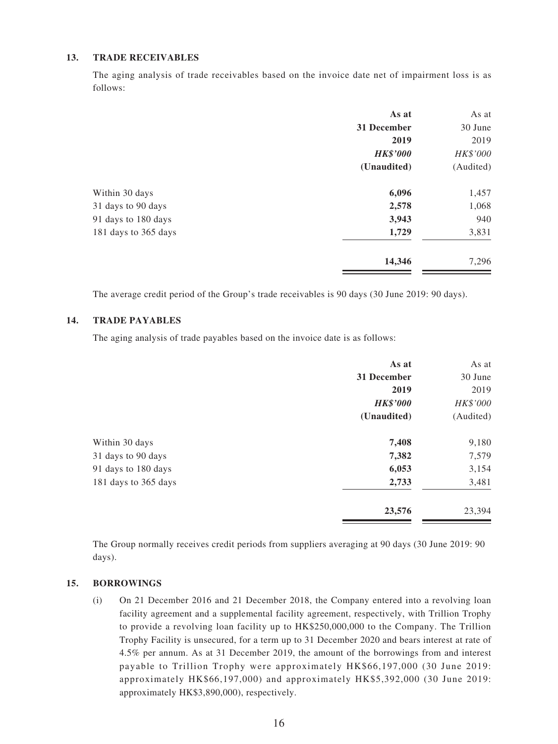### 13. TRADE RECEIVABLES

The aging analysis of trade receivables based on the invoice date net of impairment loss is as follows:

| | As at 31 December 2019 | As at 30 June 2019 |
|---|---|---|
| | ***HK$'000*** | *HK$'000* |
| | **(Unaudited)** | (Audited) |
| Within 30 days | **6,096** | 1,457 |
| 31 days to 90 days | **2,578** | 1,068 |
| 91 days to 180 days | **3,943** | 940 |
| 181 days to 365 days | **1,729** | 3,831 |
| | **14,346** | 7,296 |

The average credit period of the Group's trade receivables is 90 days (30 June 2019: 90 days).

### 14. TRADE PAYABLES

The aging analysis of trade payables based on the invoice date is as follows:

| | As at 31 December 2019 | As at 30 June 2019 |
|---|---|---|
| | ***HK$'000*** | *HK$'000* |
| | **(Unaudited)** | (Audited) |
| Within 30 days | **7,408** | 9,180 |
| 31 days to 90 days | **7,382** | 7,579 |
| 91 days to 180 days | **6,053** | 3,154 |
| 181 days to 365 days | **2,733** | 3,481 |
| | **23,576** | 23,394 |

The Group normally receives credit periods from suppliers averaging at 90 days (30 June 2019: 90 days).

### 15. BORROWINGS

(i) On 21 December 2016 and 21 December 2018, the Company entered into a revolving loan facility agreement and a supplemental facility agreement, respectively, with Trillion Trophy to provide a revolving loan facility up to HK$250,000,000 to the Company. The Trillion Trophy Facility is unsecured, for a term up to 31 December 2020 and bears interest at rate of 4.5% per annum. As at 31 December 2019, the amount of the borrowings from and interest payable to Trillion Trophy were approximately HK$66,197,000 (30 June 2019: approximately HK$66,197,000) and approximately HK$5,392,000 (30 June 2019: approximately HK$3,890,000), respectively.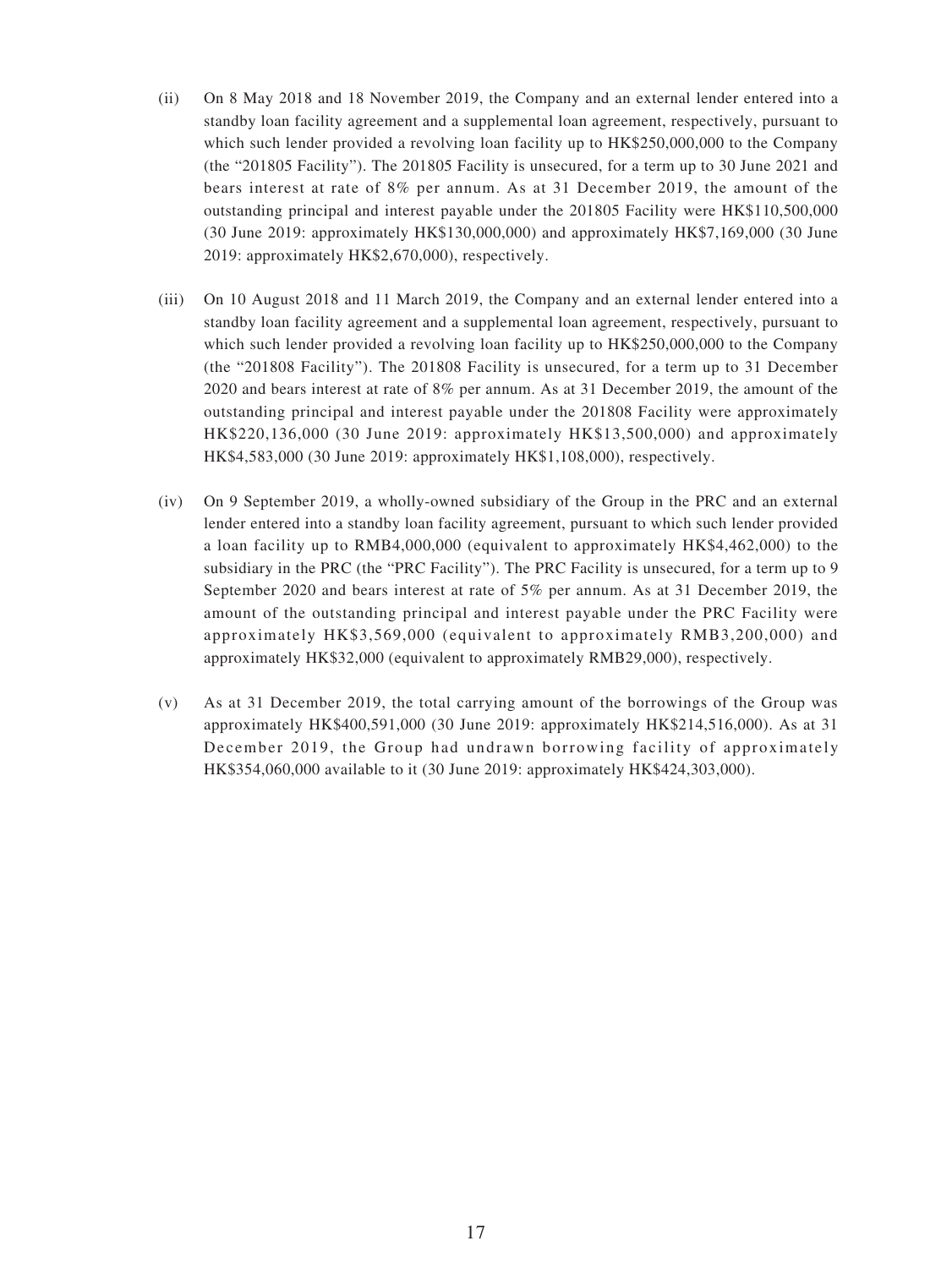(ii) On 8 May 2018 and 18 November 2019, the Company and an external lender entered into a standby loan facility agreement and a supplemental loan agreement, respectively, pursuant to which such lender provided a revolving loan facility up to HK$250,000,000 to the Company (the "201805 Facility"). The 201805 Facility is unsecured, for a term up to 30 June 2021 and bears interest at rate of 8% per annum. As at 31 December 2019, the amount of the outstanding principal and interest payable under the 201805 Facility were HK$110,500,000 (30 June 2019: approximately HK$130,000,000) and approximately HK$7,169,000 (30 June 2019: approximately HK$2,670,000), respectively.

(iii) On 10 August 2018 and 11 March 2019, the Company and an external lender entered into a standby loan facility agreement and a supplemental loan agreement, respectively, pursuant to which such lender provided a revolving loan facility up to HK$250,000,000 to the Company (the "201808 Facility"). The 201808 Facility is unsecured, for a term up to 31 December 2020 and bears interest at rate of 8% per annum. As at 31 December 2019, the amount of the outstanding principal and interest payable under the 201808 Facility were approximately HK$220,136,000 (30 June 2019: approximately HK$13,500,000) and approximately HK$4,583,000 (30 June 2019: approximately HK$1,108,000), respectively.

(iv) On 9 September 2019, a wholly-owned subsidiary of the Group in the PRC and an external lender entered into a standby loan facility agreement, pursuant to which such lender provided a loan facility up to RMB4,000,000 (equivalent to approximately HK$4,462,000) to the subsidiary in the PRC (the "PRC Facility"). The PRC Facility is unsecured, for a term up to 9 September 2020 and bears interest at rate of 5% per annum. As at 31 December 2019, the amount of the outstanding principal and interest payable under the PRC Facility were approximately HK$3,569,000 (equivalent to approximately RMB3,200,000) and approximately HK$32,000 (equivalent to approximately RMB29,000), respectively.

(v) As at 31 December 2019, the total carrying amount of the borrowings of the Group was approximately HK$400,591,000 (30 June 2019: approximately HK$214,516,000). As at 31 December 2019, the Group had undrawn borrowing facility of approximately HK$354,060,000 available to it (30 June 2019: approximately HK$424,303,000).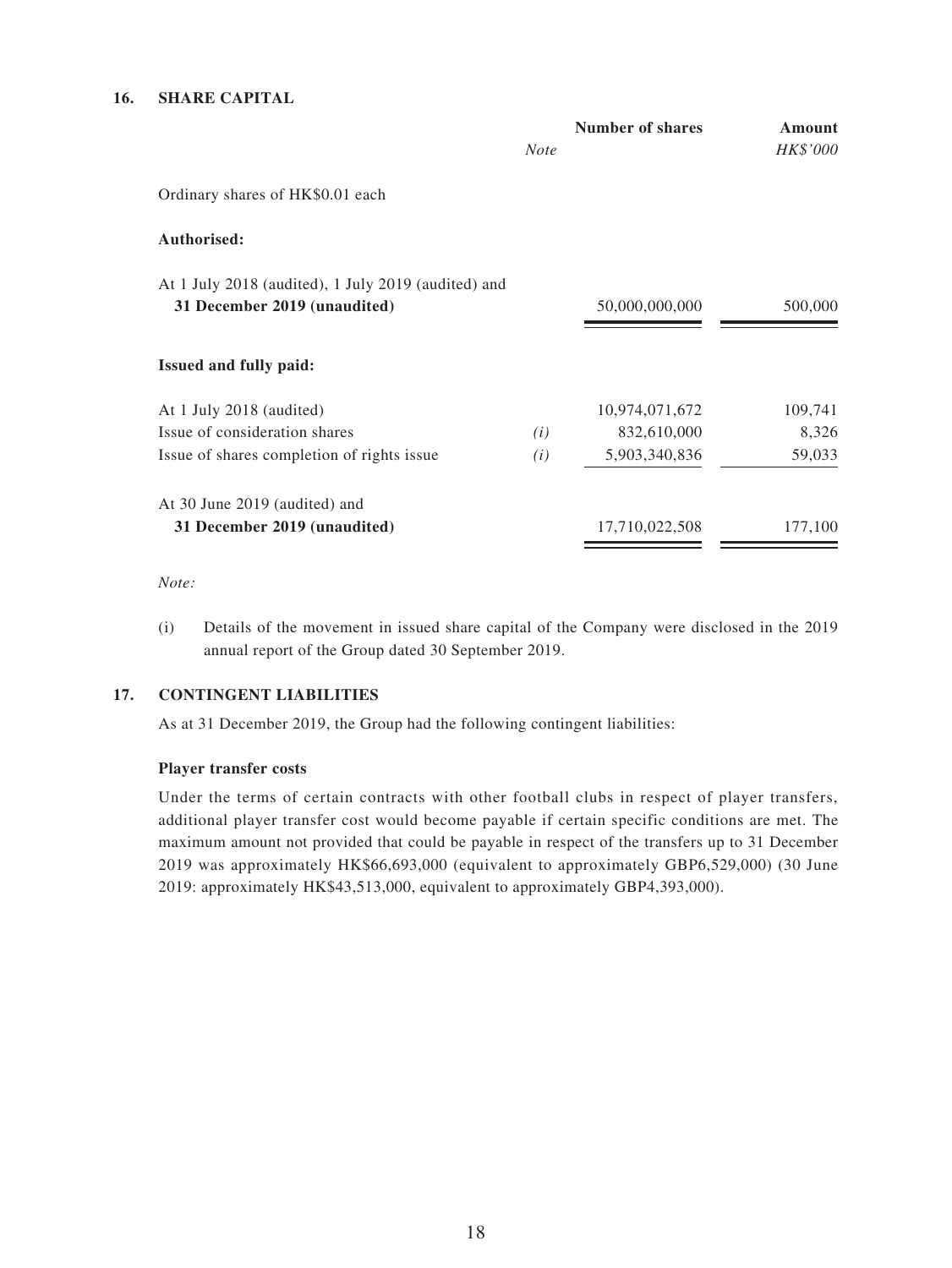## 16. SHARE CAPITAL

| | *Note* | **Number of shares** | **Amount** *HK$'000* |
|---|---|---|---|
| Ordinary shares of HK$0.01 each | | | |
| **Authorised:** | | | |
| At 1 July 2018 (audited), 1 July 2019 (audited) and **31 December 2019 (unaudited)** | | 50,000,000,000 | 500,000 |
| **Issued and fully paid:** | | | |
| At 1 July 2018 (audited) | | 10,974,071,672 | 109,741 |
| Issue of consideration shares | *(i)* | 832,610,000 | 8,326 |
| Issue of shares completion of rights issue | *(i)* | 5,903,340,836 | 59,033 |
| At 30 June 2019 (audited) and **31 December 2019 (unaudited)** | | 17,710,022,508 | 177,100 |

*Note:*

(i) Details of the movement in issued share capital of the Company were disclosed in the 2019 annual report of the Group dated 30 September 2019.

## 17. CONTINGENT LIABILITIES

As at 31 December 2019, the Group had the following contingent liabilities:

**Player transfer costs**

Under the terms of certain contracts with other football clubs in respect of player transfers, additional player transfer cost would become payable if certain specific conditions are met. The maximum amount not provided that could be payable in respect of the transfers up to 31 December 2019 was approximately HK$66,693,000 (equivalent to approximately GBP6,529,000) (30 June 2019: approximately HK$43,513,000, equivalent to approximately GBP4,393,000).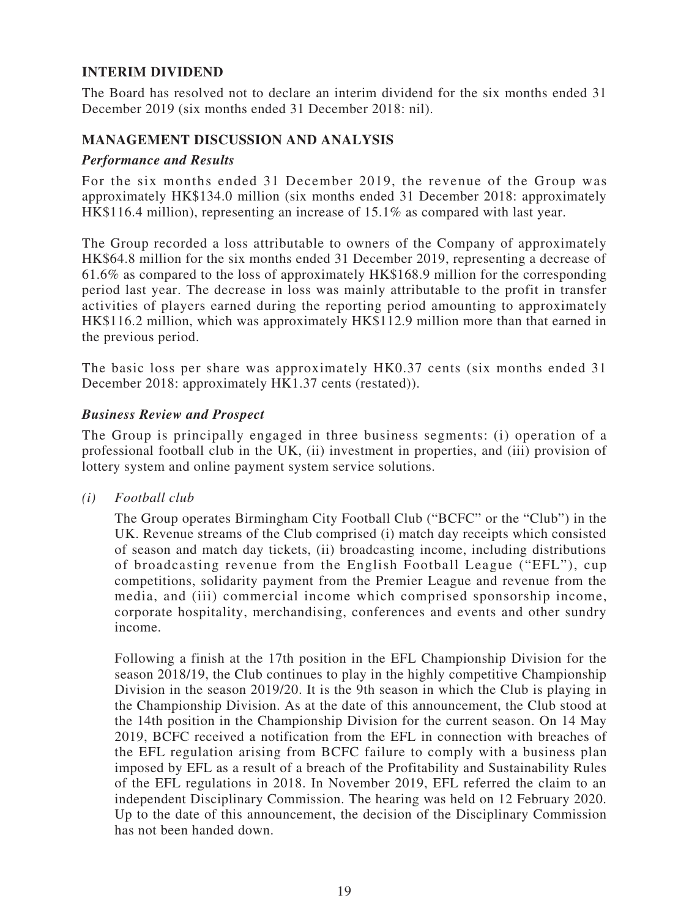## INTERIM DIVIDEND

The Board has resolved not to declare an interim dividend for the six months ended 31 December 2019 (six months ended 31 December 2018: nil).

## MANAGEMENT DISCUSSION AND ANALYSIS

### *Performance and Results*

For the six months ended 31 December 2019, the revenue of the Group was approximately HK$134.0 million (six months ended 31 December 2018: approximately HK$116.4 million), representing an increase of 15.1% as compared with last year.

The Group recorded a loss attributable to owners of the Company of approximately HK$64.8 million for the six months ended 31 December 2019, representing a decrease of 61.6% as compared to the loss of approximately HK$168.9 million for the corresponding period last year. The decrease in loss was mainly attributable to the profit in transfer activities of players earned during the reporting period amounting to approximately HK$116.2 million, which was approximately HK$112.9 million more than that earned in the previous period.

The basic loss per share was approximately HK0.37 cents (six months ended 31 December 2018: approximately HK1.37 cents (restated)).

### *Business Review and Prospect*

The Group is principally engaged in three business segments: (i) operation of a professional football club in the UK, (ii) investment in properties, and (iii) provision of lottery system and online payment system service solutions.

*(i) Football club*

The Group operates Birmingham City Football Club ("BCFC" or the "Club") in the UK. Revenue streams of the Club comprised (i) match day receipts which consisted of season and match day tickets, (ii) broadcasting income, including distributions of broadcasting revenue from the English Football League ("EFL"), cup competitions, solidarity payment from the Premier League and revenue from the media, and (iii) commercial income which comprised sponsorship income, corporate hospitality, merchandising, conferences and events and other sundry income.

Following a finish at the 17th position in the EFL Championship Division for the season 2018/19, the Club continues to play in the highly competitive Championship Division in the season 2019/20. It is the 9th season in which the Club is playing in the Championship Division. As at the date of this announcement, the Club stood at the 14th position in the Championship Division for the current season. On 14 May 2019, BCFC received a notification from the EFL in connection with breaches of the EFL regulation arising from BCFC failure to comply with a business plan imposed by EFL as a result of a breach of the Profitability and Sustainability Rules of the EFL regulations in 2018. In November 2019, EFL referred the claim to an independent Disciplinary Commission. The hearing was held on 12 February 2020. Up to the date of this announcement, the decision of the Disciplinary Commission has not been handed down.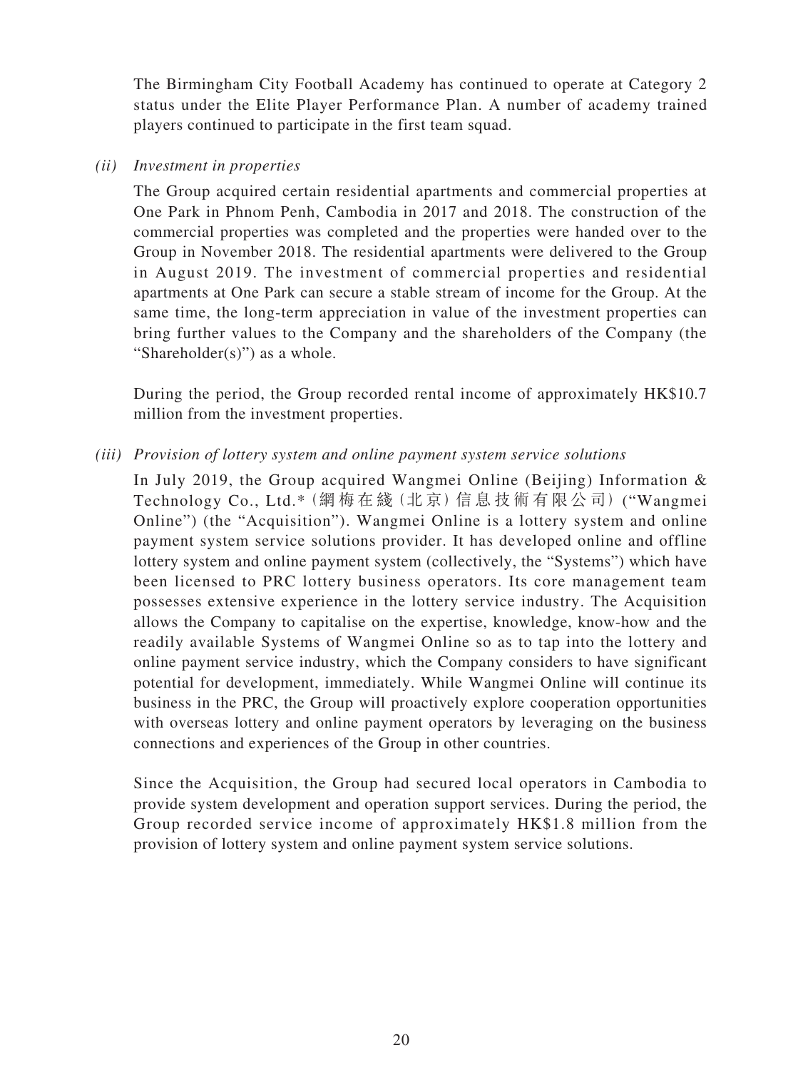The Birmingham City Football Academy has continued to operate at Category 2 status under the Elite Player Performance Plan. A number of academy trained players continued to participate in the first team squad.

*(ii) Investment in properties*

The Group acquired certain residential apartments and commercial properties at One Park in Phnom Penh, Cambodia in 2017 and 2018. The construction of the commercial properties was completed and the properties were handed over to the Group in November 2018. The residential apartments were delivered to the Group in August 2019. The investment of commercial properties and residential apartments at One Park can secure a stable stream of income for the Group. At the same time, the long-term appreciation in value of the investment properties can bring further values to the Company and the shareholders of the Company (the "Shareholder(s)") as a whole.

During the period, the Group recorded rental income of approximately HK$10.7 million from the investment properties.

*(iii) Provision of lottery system and online payment system service solutions*

In July 2019, the Group acquired Wangmei Online (Beijing) Information & Technology Co., Ltd.*（網梅在綫（北京）信息技術有限公司）("Wangmei Online") (the "Acquisition"). Wangmei Online is a lottery system and online payment system service solutions provider. It has developed online and offline lottery system and online payment system (collectively, the "Systems") which have been licensed to PRC lottery business operators. Its core management team possesses extensive experience in the lottery service industry. The Acquisition allows the Company to capitalise on the expertise, knowledge, know-how and the readily available Systems of Wangmei Online so as to tap into the lottery and online payment service industry, which the Company considers to have significant potential for development, immediately. While Wangmei Online will continue its business in the PRC, the Group will proactively explore cooperation opportunities with overseas lottery and online payment operators by leveraging on the business connections and experiences of the Group in other countries.

Since the Acquisition, the Group had secured local operators in Cambodia to provide system development and operation support services. During the period, the Group recorded service income of approximately HK$1.8 million from the provision of lottery system and online payment system service solutions.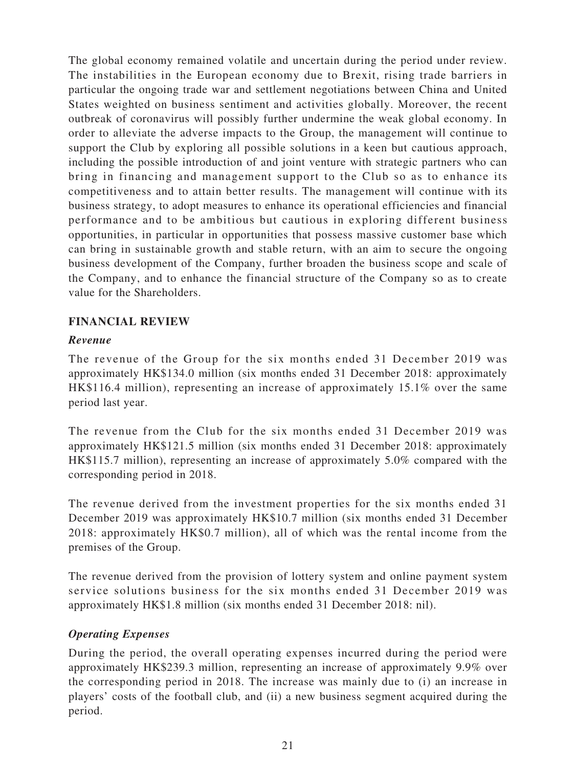The global economy remained volatile and uncertain during the period under review. The instabilities in the European economy due to Brexit, rising trade barriers in particular the ongoing trade war and settlement negotiations between China and United States weighted on business sentiment and activities globally. Moreover, the recent outbreak of coronavirus will possibly further undermine the weak global economy. In order to alleviate the adverse impacts to the Group, the management will continue to support the Club by exploring all possible solutions in a keen but cautious approach, including the possible introduction of and joint venture with strategic partners who can bring in financing and management support to the Club so as to enhance its competitiveness and to attain better results. The management will continue with its business strategy, to adopt measures to enhance its operational efficiencies and financial performance and to be ambitious but cautious in exploring different business opportunities, in particular in opportunities that possess massive customer base which can bring in sustainable growth and stable return, with an aim to secure the ongoing business development of the Company, further broaden the business scope and scale of the Company, and to enhance the financial structure of the Company so as to create value for the Shareholders.

## FINANCIAL REVIEW

### *Revenue*

The revenue of the Group for the six months ended 31 December 2019 was approximately HK$134.0 million (six months ended 31 December 2018: approximately HK$116.4 million), representing an increase of approximately 15.1% over the same period last year.

The revenue from the Club for the six months ended 31 December 2019 was approximately HK$121.5 million (six months ended 31 December 2018: approximately HK$115.7 million), representing an increase of approximately 5.0% compared with the corresponding period in 2018.

The revenue derived from the investment properties for the six months ended 31 December 2019 was approximately HK$10.7 million (six months ended 31 December 2018: approximately HK$0.7 million), all of which was the rental income from the premises of the Group.

The revenue derived from the provision of lottery system and online payment system service solutions business for the six months ended 31 December 2019 was approximately HK$1.8 million (six months ended 31 December 2018: nil).

### *Operating Expenses*

During the period, the overall operating expenses incurred during the period were approximately HK$239.3 million, representing an increase of approximately 9.9% over the corresponding period in 2018. The increase was mainly due to (i) an increase in players' costs of the football club, and (ii) a new business segment acquired during the period.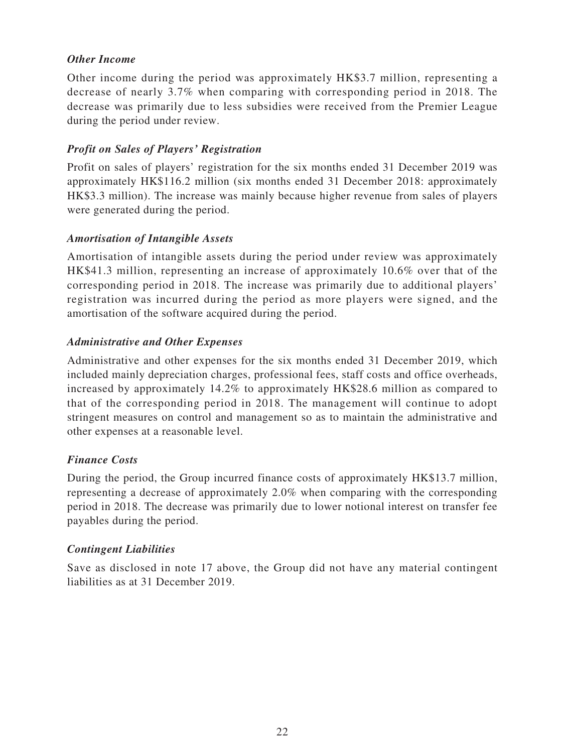### *Other Income*

Other income during the period was approximately HK$3.7 million, representing a decrease of nearly 3.7% when comparing with corresponding period in 2018. The decrease was primarily due to less subsidies were received from the Premier League during the period under review.

### *Profit on Sales of Players' Registration*

Profit on sales of players' registration for the six months ended 31 December 2019 was approximately HK$116.2 million (six months ended 31 December 2018: approximately HK$3.3 million). The increase was mainly because higher revenue from sales of players were generated during the period.

### *Amortisation of Intangible Assets*

Amortisation of intangible assets during the period under review was approximately HK$41.3 million, representing an increase of approximately 10.6% over that of the corresponding period in 2018. The increase was primarily due to additional players' registration was incurred during the period as more players were signed, and the amortisation of the software acquired during the period.

### *Administrative and Other Expenses*

Administrative and other expenses for the six months ended 31 December 2019, which included mainly depreciation charges, professional fees, staff costs and office overheads, increased by approximately 14.2% to approximately HK$28.6 million as compared to that of the corresponding period in 2018. The management will continue to adopt stringent measures on control and management so as to maintain the administrative and other expenses at a reasonable level.

### *Finance Costs*

During the period, the Group incurred finance costs of approximately HK$13.7 million, representing a decrease of approximately 2.0% when comparing with the corresponding period in 2018. The decrease was primarily due to lower notional interest on transfer fee payables during the period.

### *Contingent Liabilities*

Save as disclosed in note 17 above, the Group did not have any material contingent liabilities as at 31 December 2019.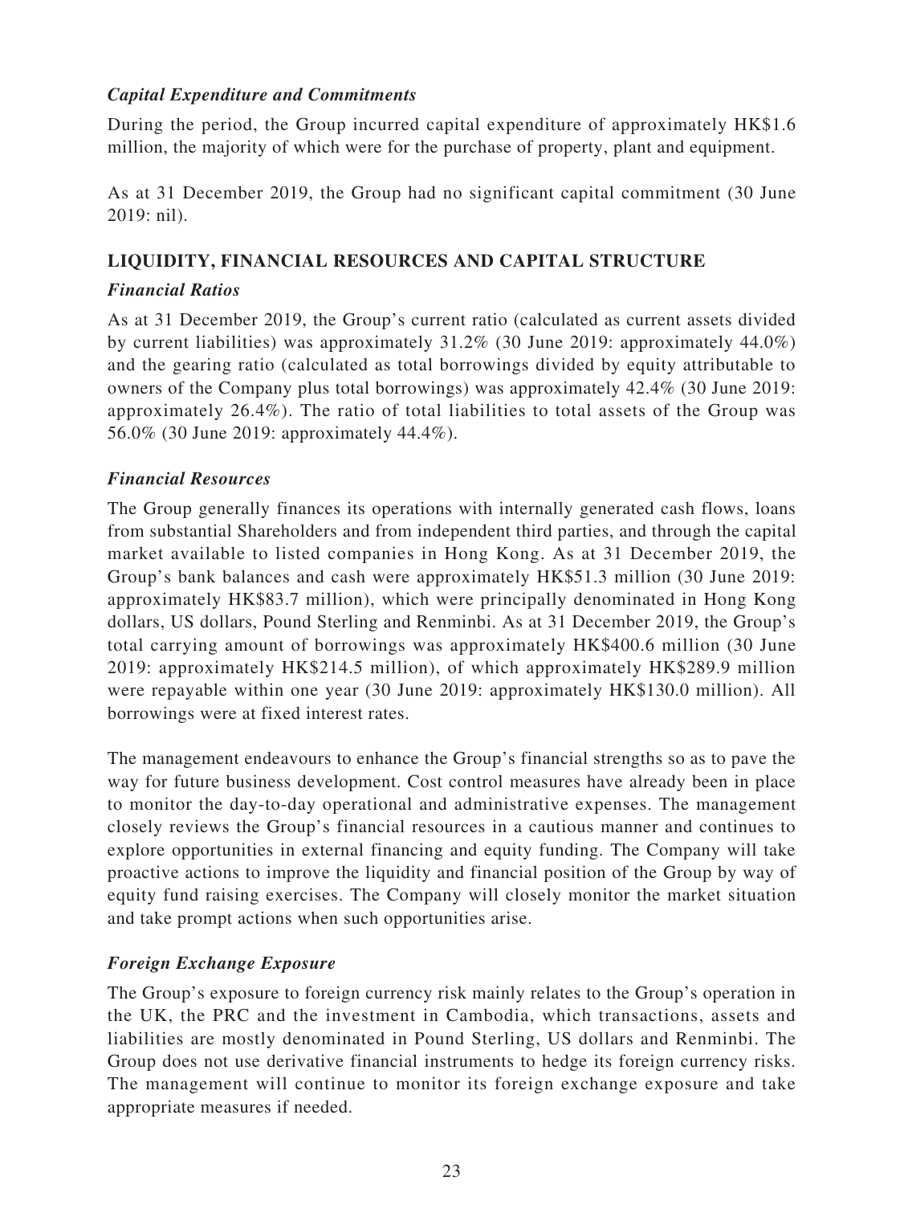*Capital Expenditure and Commitments*

During the period, the Group incurred capital expenditure of approximately HK$1.6 million, the majority of which were for the purchase of property, plant and equipment.

As at 31 December 2019, the Group had no significant capital commitment (30 June 2019: nil).

## LIQUIDITY, FINANCIAL RESOURCES AND CAPITAL STRUCTURE

*Financial Ratios*

As at 31 December 2019, the Group's current ratio (calculated as current assets divided by current liabilities) was approximately 31.2% (30 June 2019: approximately 44.0%) and the gearing ratio (calculated as total borrowings divided by equity attributable to owners of the Company plus total borrowings) was approximately 42.4% (30 June 2019: approximately 26.4%). The ratio of total liabilities to total assets of the Group was 56.0% (30 June 2019: approximately 44.4%).

*Financial Resources*

The Group generally finances its operations with internally generated cash flows, loans from substantial Shareholders and from independent third parties, and through the capital market available to listed companies in Hong Kong. As at 31 December 2019, the Group's bank balances and cash were approximately HK$51.3 million (30 June 2019: approximately HK$83.7 million), which were principally denominated in Hong Kong dollars, US dollars, Pound Sterling and Renminbi. As at 31 December 2019, the Group's total carrying amount of borrowings was approximately HK$400.6 million (30 June 2019: approximately HK$214.5 million), of which approximately HK$289.9 million were repayable within one year (30 June 2019: approximately HK$130.0 million). All borrowings were at fixed interest rates.

The management endeavours to enhance the Group's financial strengths so as to pave the way for future business development. Cost control measures have already been in place to monitor the day-to-day operational and administrative expenses. The management closely reviews the Group's financial resources in a cautious manner and continues to explore opportunities in external financing and equity funding. The Company will take proactive actions to improve the liquidity and financial position of the Group by way of equity fund raising exercises. The Company will closely monitor the market situation and take prompt actions when such opportunities arise.

*Foreign Exchange Exposure*

The Group's exposure to foreign currency risk mainly relates to the Group's operation in the UK, the PRC and the investment in Cambodia, which transactions, assets and liabilities are mostly denominated in Pound Sterling, US dollars and Renminbi. The Group does not use derivative financial instruments to hedge its foreign currency risks. The management will continue to monitor its foreign exchange exposure and take appropriate measures if needed.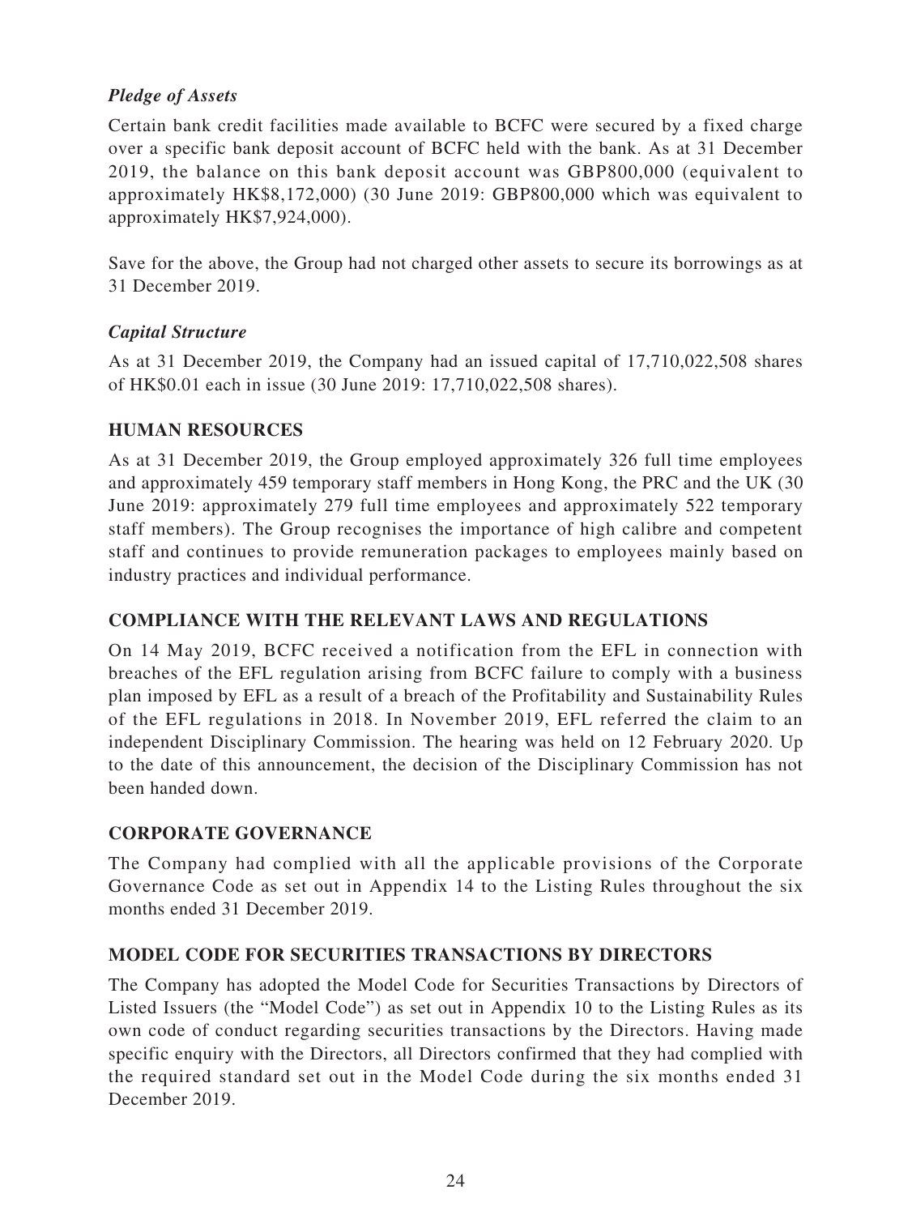### *Pledge of Assets*

Certain bank credit facilities made available to BCFC were secured by a fixed charge over a specific bank deposit account of BCFC held with the bank. As at 31 December 2019, the balance on this bank deposit account was GBP800,000 (equivalent to approximately HK$8,172,000) (30 June 2019: GBP800,000 which was equivalent to approximately HK$7,924,000).

Save for the above, the Group had not charged other assets to secure its borrowings as at 31 December 2019.

### *Capital Structure*

As at 31 December 2019, the Company had an issued capital of 17,710,022,508 shares of HK$0.01 each in issue (30 June 2019: 17,710,022,508 shares).

## HUMAN RESOURCES

As at 31 December 2019, the Group employed approximately 326 full time employees and approximately 459 temporary staff members in Hong Kong, the PRC and the UK (30 June 2019: approximately 279 full time employees and approximately 522 temporary staff members). The Group recognises the importance of high calibre and competent staff and continues to provide remuneration packages to employees mainly based on industry practices and individual performance.

## COMPLIANCE WITH THE RELEVANT LAWS AND REGULATIONS

On 14 May 2019, BCFC received a notification from the EFL in connection with breaches of the EFL regulation arising from BCFC failure to comply with a business plan imposed by EFL as a result of a breach of the Profitability and Sustainability Rules of the EFL regulations in 2018. In November 2019, EFL referred the claim to an independent Disciplinary Commission. The hearing was held on 12 February 2020. Up to the date of this announcement, the decision of the Disciplinary Commission has not been handed down.

## CORPORATE GOVERNANCE

The Company had complied with all the applicable provisions of the Corporate Governance Code as set out in Appendix 14 to the Listing Rules throughout the six months ended 31 December 2019.

## MODEL CODE FOR SECURITIES TRANSACTIONS BY DIRECTORS

The Company has adopted the Model Code for Securities Transactions by Directors of Listed Issuers (the "Model Code") as set out in Appendix 10 to the Listing Rules as its own code of conduct regarding securities transactions by the Directors. Having made specific enquiry with the Directors, all Directors confirmed that they had complied with the required standard set out in the Model Code during the six months ended 31 December 2019.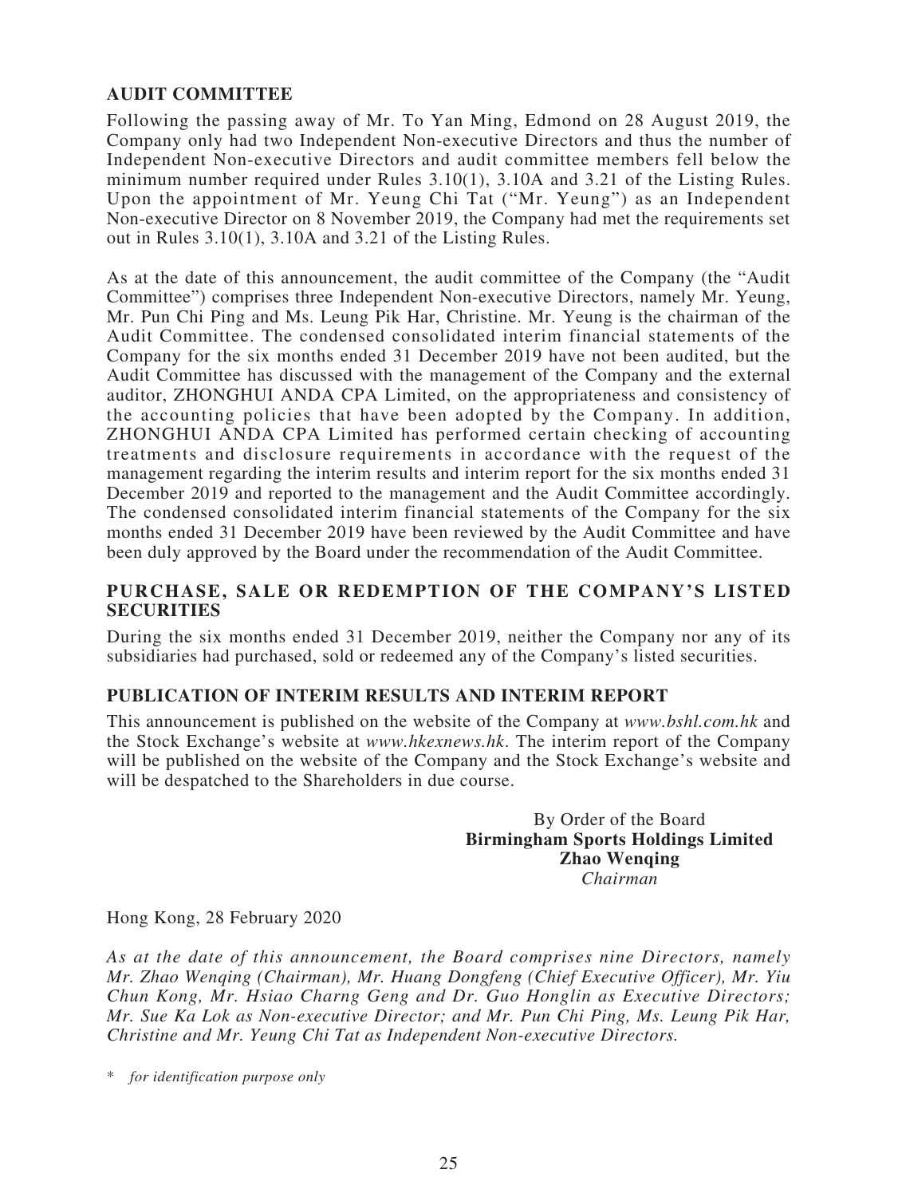## AUDIT COMMITTEE

Following the passing away of Mr. To Yan Ming, Edmond on 28 August 2019, the Company only had two Independent Non-executive Directors and thus the number of Independent Non-executive Directors and audit committee members fell below the minimum number required under Rules 3.10(1), 3.10A and 3.21 of the Listing Rules. Upon the appointment of Mr. Yeung Chi Tat ("Mr. Yeung") as an Independent Non-executive Director on 8 November 2019, the Company had met the requirements set out in Rules 3.10(1), 3.10A and 3.21 of the Listing Rules.

As at the date of this announcement, the audit committee of the Company (the "Audit Committee") comprises three Independent Non-executive Directors, namely Mr. Yeung, Mr. Pun Chi Ping and Ms. Leung Pik Har, Christine. Mr. Yeung is the chairman of the Audit Committee. The condensed consolidated interim financial statements of the Company for the six months ended 31 December 2019 have not been audited, but the Audit Committee has discussed with the management of the Company and the external auditor, ZHONGHUI ANDA CPA Limited, on the appropriateness and consistency of the accounting policies that have been adopted by the Company. In addition, ZHONGHUI ANDA CPA Limited has performed certain checking of accounting treatments and disclosure requirements in accordance with the request of the management regarding the interim results and interim report for the six months ended 31 December 2019 and reported to the management and the Audit Committee accordingly. The condensed consolidated interim financial statements of the Company for the six months ended 31 December 2019 have been reviewed by the Audit Committee and have been duly approved by the Board under the recommendation of the Audit Committee.

## PURCHASE, SALE OR REDEMPTION OF THE COMPANY'S LISTED SECURITIES

During the six months ended 31 December 2019, neither the Company nor any of its subsidiaries had purchased, sold or redeemed any of the Company's listed securities.

## PUBLICATION OF INTERIM RESULTS AND INTERIM REPORT

This announcement is published on the website of the Company at *www.bshl.com.hk* and the Stock Exchange's website at *www.hkexnews.hk*. The interim report of the Company will be published on the website of the Company and the Stock Exchange's website and will be despatched to the Shareholders in due course.

By Order of the Board
**Birmingham Sports Holdings Limited**
**Zhao Wenqing**
*Chairman*

Hong Kong, 28 February 2020

*As at the date of this announcement, the Board comprises nine Directors, namely Mr. Zhao Wenqing (Chairman), Mr. Huang Dongfeng (Chief Executive Officer), Mr. Yiu Chun Kong, Mr. Hsiao Charng Geng and Dr. Guo Honglin as Executive Directors; Mr. Sue Ka Lok as Non-executive Director; and Mr. Pun Chi Ping, Ms. Leung Pik Har, Christine and Mr. Yeung Chi Tat as Independent Non-executive Directors.*

\* *for identification purpose only*